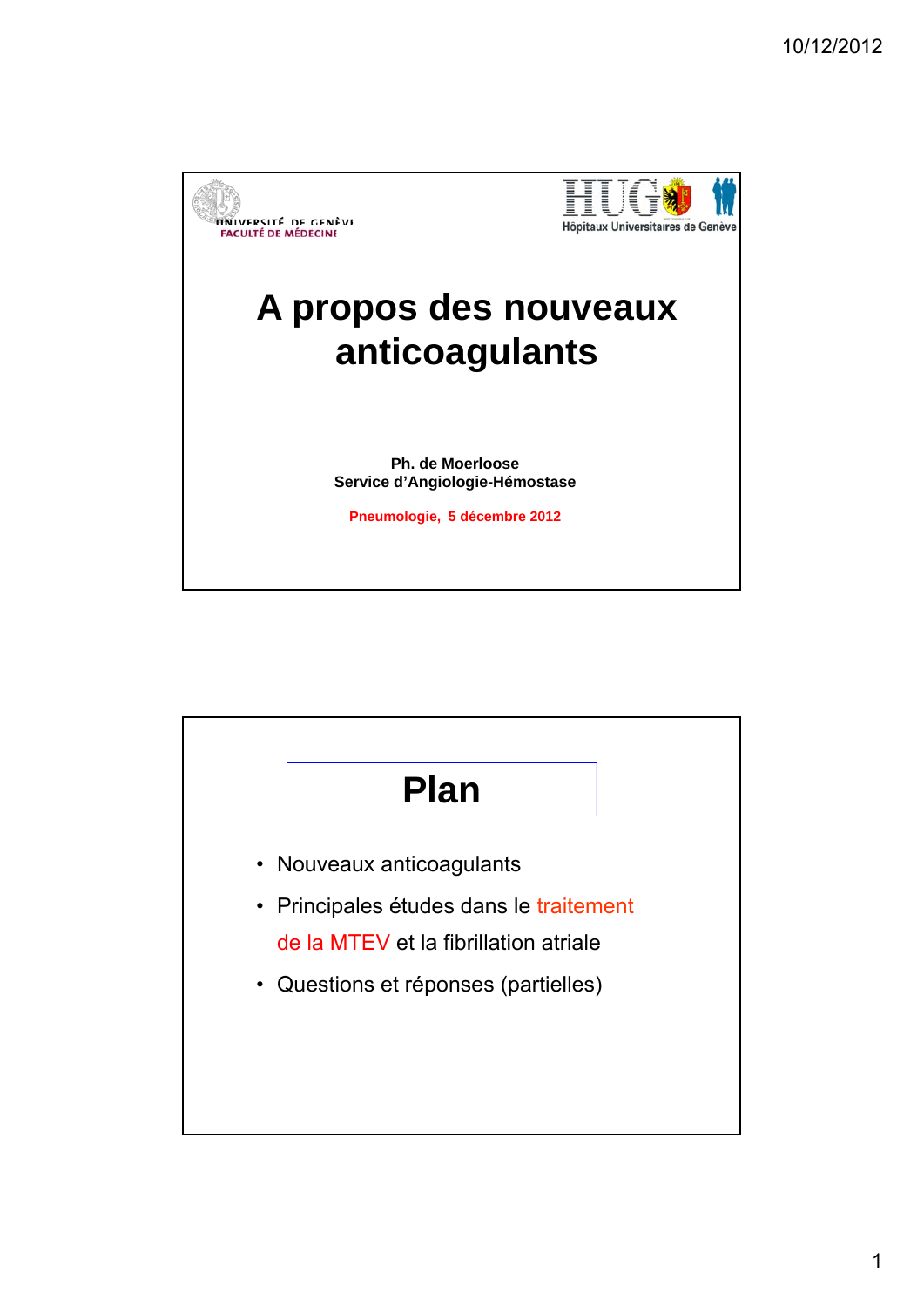UNIVERSITÉ DE GENÈVE
FACULTÉ DE MÉDECINE

HUG
Hôpitaux Universitaires de Genève

# A propos des nouveaux anticoagulants

**Ph. de Moerloose**
**Service d'Angiologie-Hémostase**

**Pneumologie, 5 décembre 2012**

## Plan

- Nouveaux anticoagulants
- Principales études dans le traitement de la MTEV et la fibrillation atriale
- Questions et réponses (partielles)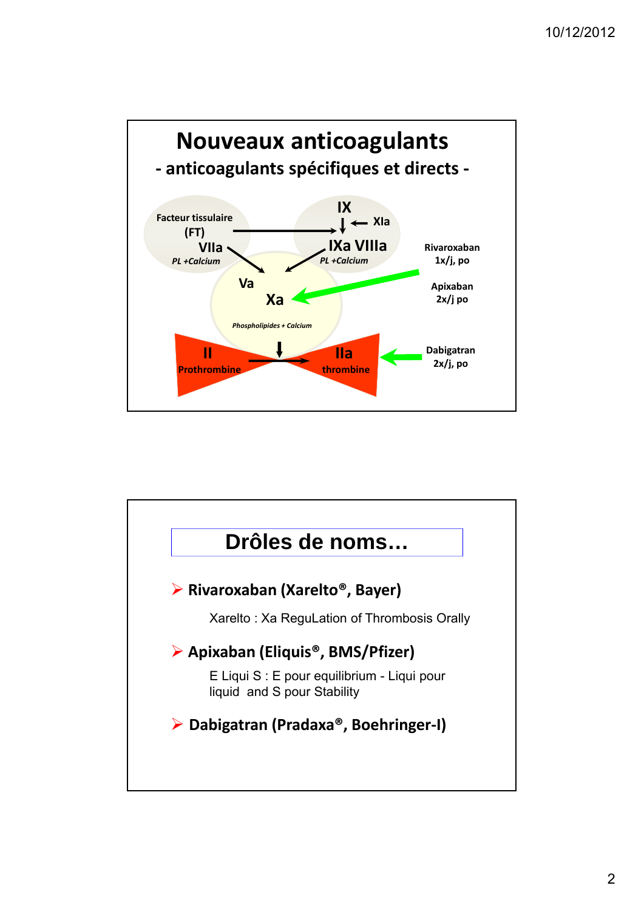# Nouveaux anticoagulants

## - anticoagulants spécifiques et directs -

Facteur tissulaire (FT)
VIIa
*PL +Calcium*

IX
XIa
IXa VIIIa
*PL +Calcium*

Va
Xa
*Phospholipides + Calcium*

II
Prothrombine

IIa
thrombine

Rivaroxaban
1x/j, po

Apixaban
2x/j po

Dabigatran
2x/j, po

# Drôles de noms…

- **Rivaroxaban (Xarelto®, Bayer)**

  Xarelto : Xa ReguLation of Thrombosis Orally

- **Apixaban (Eliquis®, BMS/Pfizer)**

  E Liqui S : E pour equilibrium - Liqui pour liquid and S pour Stability

- **Dabigatran (Pradaxa®, Boehringer-I)**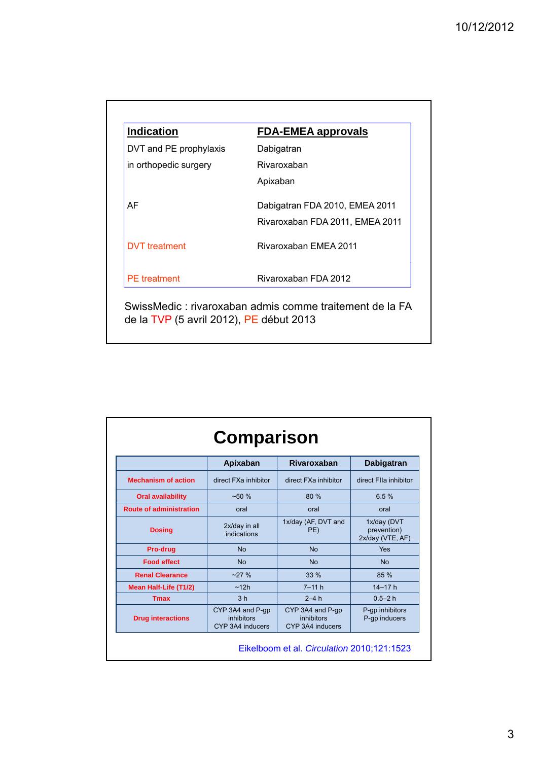| **Indication** | **FDA-EMEA approvals** |
|---|---|
| DVT and PE prophylaxis in orthopedic surgery | Dabigatran<br>Rivaroxaban<br>Apixaban |
| AF | Dabigatran FDA 2010, EMEA 2011<br>Rivaroxaban FDA 2011, EMEA 2011 |
| DVT treatment | Rivaroxaban EMEA 2011 |
| PE treatment | Rivaroxaban FDA 2012 |

SwissMedic : rivaroxaban admis comme traitement de la FA de la TVP (5 avril 2012), PE début 2013

# Comparison

| | Apixaban | Rivaroxaban | Dabigatran |
|---|---|---|---|
| Mechanism of action | direct FXa inhibitor | direct FXa inhibitor | direct FIIa inhibitor |
| Oral availability | ~50 % | 80 % | 6.5 % |
| Route of administration | oral | oral | oral |
| Dosing | 2x/day in all indications | 1x/day (AF, DVT and PE) | 1x/day (DVT prevention) 2x/day (VTE, AF) |
| Pro-drug | No | No | Yes |
| Food effect | No | No | No |
| Renal Clearance | ~27 % | 33 % | 85 % |
| Mean Half-Life (T1/2) | ~12h | 7–11 h | 14–17 h |
| Tmax | 3 h | 2–4 h | 0.5–2 h |
| Drug interactions | CYP 3A4 and P-gp inhibitors<br>CYP 3A4 inducers | CYP 3A4 and P-gp inhibitors<br>CYP 3A4 inducers | P-gp inhibitors<br>P-gp inducers |

Eikelboom et al. *Circulation* 2010;121:1523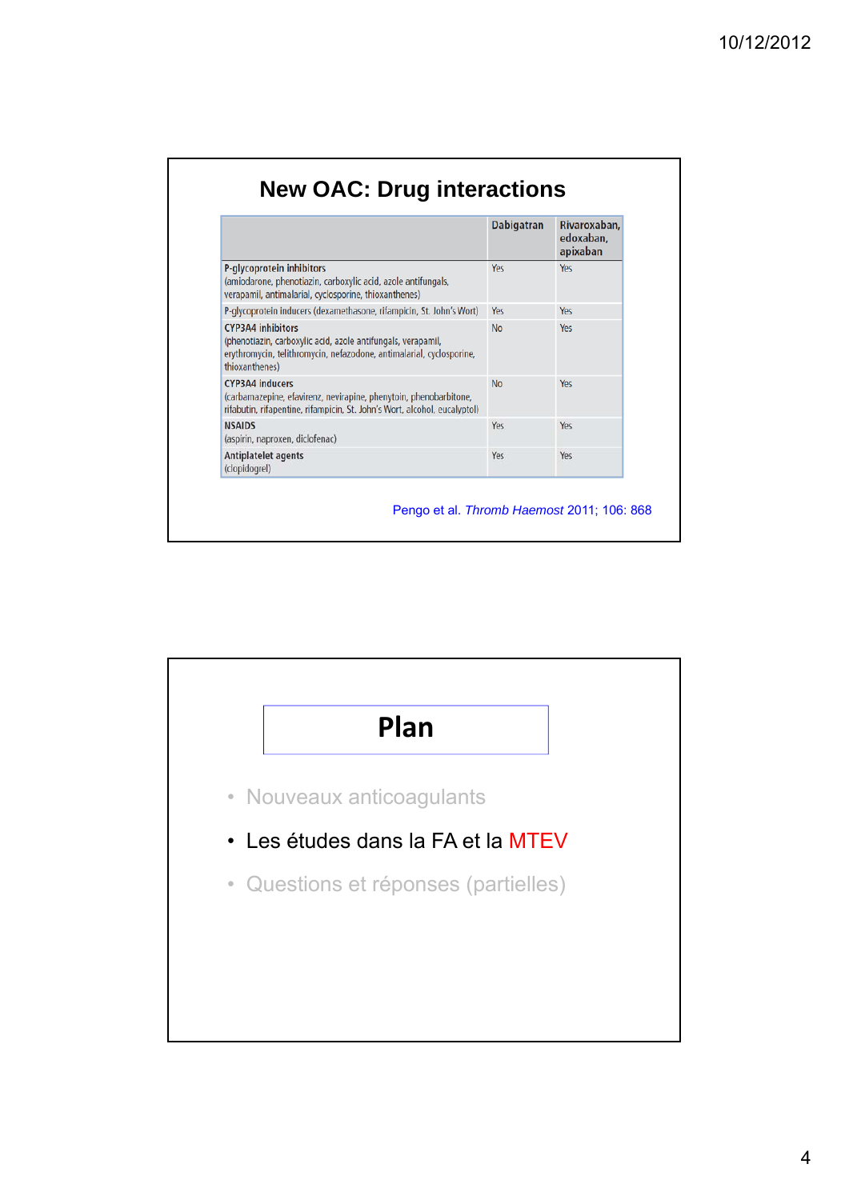## New OAC: Drug interactions

| | Dabigatran | Rivaroxaban, edoxaban, apixaban |
|---|---|---|
| **P-glycoprotein inhibitors** (amiodarone, phenotiazin, carboxylic acid, azole antifungals, verapamil, antimalarial, cyclosporine, thioxanthenes) | Yes | Yes |
| P-glycoprotein inducers (dexamethasone, rifampicin, St. John's Wort) | Yes | Yes |
| **CYP3A4 inhibitors** (phenotiazin, carboxylic acid, azole antifungals, verapamil, erythromycin, telithromycin, nefazodone, antimalarial, cyclosporine, thioxanthenes) | No | Yes |
| **CYP3A4 inducers** (carbamazepine, efavirenz, nevirapine, phenytoin, phenobarbitone, rifabutin, rifapentine, rifampicin, St. John's Wort, alcohol, eucalyptol) | No | Yes |
| **NSAIDS** (aspirin, naproxen, diclofenac) | Yes | Yes |
| **Antiplatelet agents** (clopidogrel) | Yes | Yes |

Pengo et al. *Thromb Haemost* 2011; 106: 868

## Plan

- Nouveaux anticoagulants
- Les études dans la FA et la MTEV
- Questions et réponses (partielles)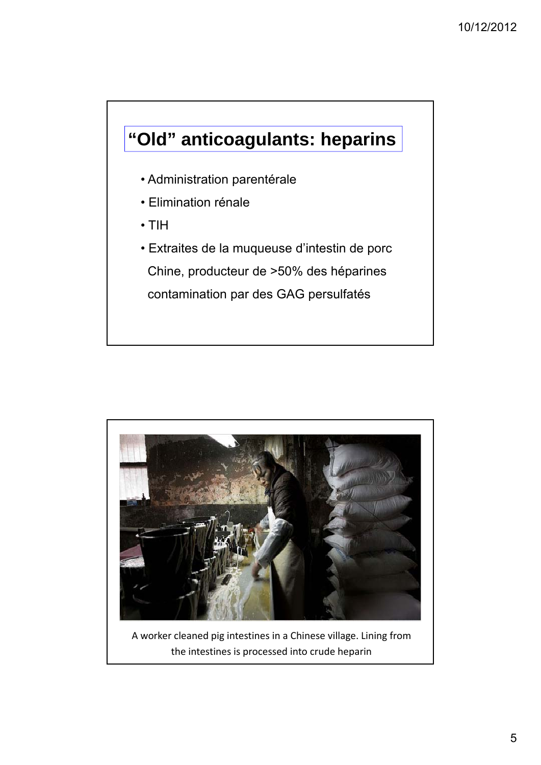## “Old” anticoagulants: heparins

- Administration parentérale
- Elimination rénale
- TIH
- Extraites de la muqueuse d’intestin de porc
  Chine, producteur de >50% des héparines
  contamination par des GAG persulfatés

A worker cleaned pig intestines in a Chinese village. Lining from the intestines is processed into crude heparin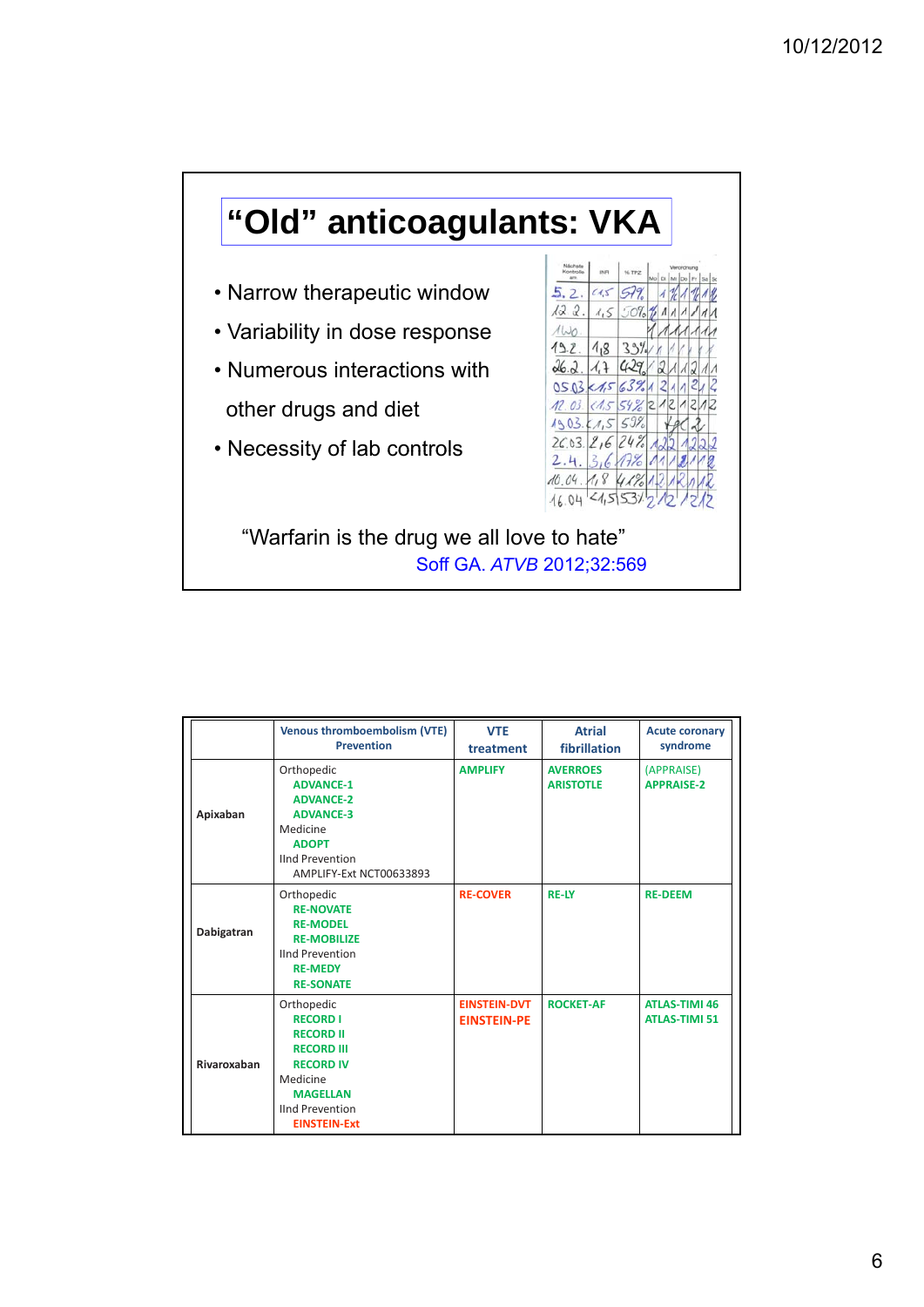# "Old" anticoagulants: VKA

- Narrow therapeutic window
- Variability in dose response
- Numerous interactions with other drugs and diet
- Necessity of lab controls

"Warfarin is the drug we all love to hate"

Soff GA. *ATVB* 2012;32:569

| | Venous thromboembolism (VTE) Prevention | VTE treatment | Atrial fibrillation | Acute coronary syndrome |
|---|---|---|---|---|
| **Apixaban** | Orthopedic<br>**ADVANCE-1**<br>**ADVANCE-2**<br>**ADVANCE-3**<br>Medicine<br>**ADOPT**<br>IInd Prevention<br>AMPLIFY-Ext NCT00633893 | **AMPLIFY** | **AVERROES**<br>**ARISTOTLE** | (APPRAISE)<br>**APPRAISE-2** |
| **Dabigatran** | Orthopedic<br>**RE-NOVATE**<br>**RE-MODEL**<br>**RE-MOBILIZE**<br>IInd Prevention<br>**RE-MEDY**<br>**RE-SONATE** | **RE-COVER** | **RE-LY** | **RE-DEEM** |
| **Rivaroxaban** | Orthopedic<br>**RECORD I**<br>**RECORD II**<br>**RECORD III**<br>**RECORD IV**<br>Medicine<br>**MAGELLAN**<br>IInd Prevention<br>**EINSTEIN-Ext** | **EINSTEIN-DVT**<br>**EINSTEIN-PE** | **ROCKET-AF** | **ATLAS-TIMI 46**<br>**ATLAS-TIMI 51** |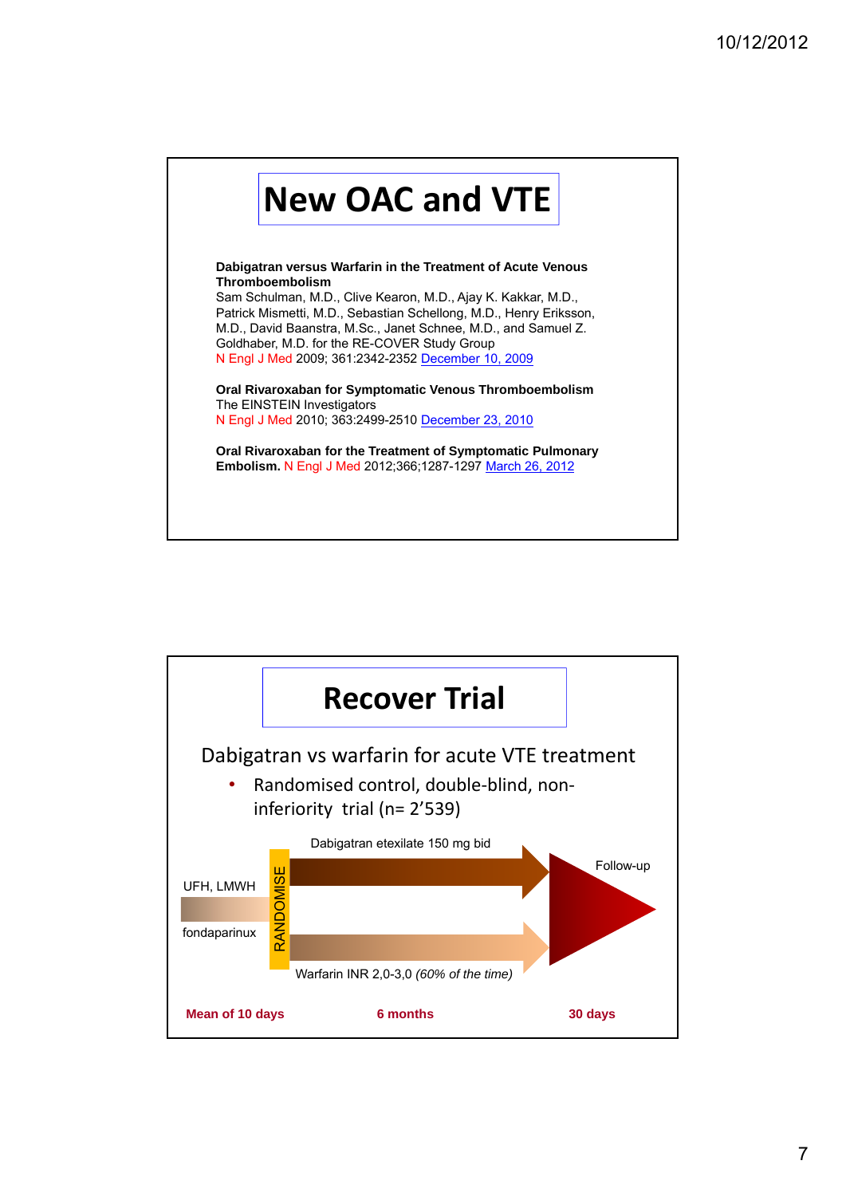# New OAC and VTE

**Dabigatran versus Warfarin in the Treatment of Acute Venous Thromboembolism**
Sam Schulman, M.D., Clive Kearon, M.D., Ajay K. Kakkar, M.D., Patrick Mismetti, M.D., Sebastian Schellong, M.D., Henry Eriksson, M.D., David Baanstra, M.Sc., Janet Schnee, M.D., and Samuel Z. Goldhaber, M.D. for the RE-COVER Study Group
N Engl J Med 2009; 361:2342-2352 December 10, 2009

**Oral Rivaroxaban for Symptomatic Venous Thromboembolism**
The EINSTEIN Investigators
N Engl J Med 2010; 363:2499-2510 December 23, 2010

**Oral Rivaroxaban for the Treatment of Symptomatic Pulmonary Embolism.** N Engl J Med 2012;366;1287-1297 March 26, 2012

# Recover Trial

Dabigatran vs warfarin for acute VTE treatment

- Randomised control, double-blind, non-inferiority trial (n= 2'539)

UFH, LMWH

fondaparinux

RANDOMISE

Dabigatran etexilate 150 mg bid

Warfarin INR 2,0-3,0 *(60% of the time)*

Follow-up

**Mean of 10 days** **6 months** **30 days**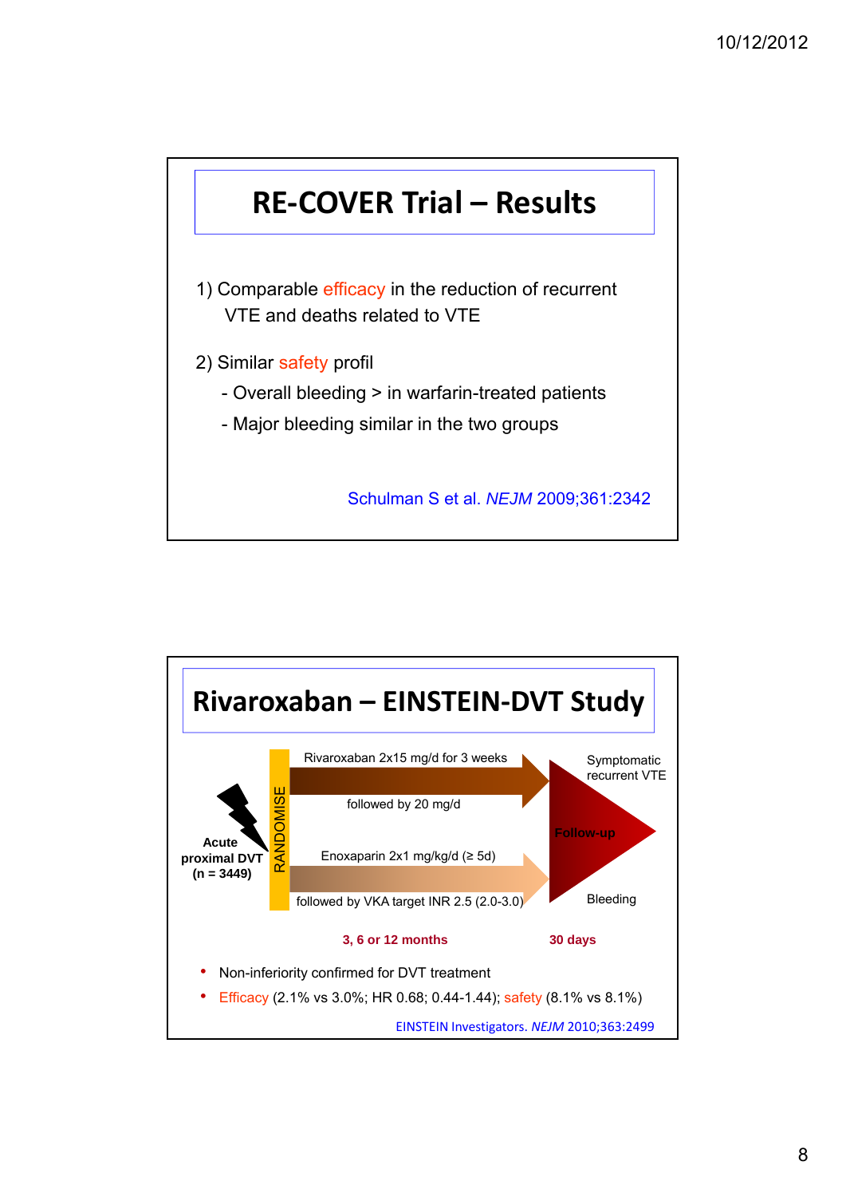# RE-COVER Trial – Results

1) Comparable efficacy in the reduction of recurrent VTE and deaths related to VTE

2) Similar safety profil
   - Overall bleeding > in warfarin-treated patients
   - Major bleeding similar in the two groups

Schulman S et al. *NEJM* 2009;361:2342

# Rivaroxaban – EINSTEIN-DVT Study

Acute proximal DVT (n = 3449)

RANDOMISE

Rivaroxaban 2x15 mg/d for 3 weeks followed by 20 mg/d

Enoxaparin 2x1 mg/kg/d (≥ 5d) followed by VKA target INR 2.5 (2.0-3.0)

3, 6 or 12 months

Follow-up: Symptomatic recurrent VTE; Bleeding

30 days

- Non-inferiority confirmed for DVT treatment
- Efficacy (2.1% vs 3.0%; HR 0.68; 0.44-1.44); safety (8.1% vs 8.1%)

EINSTEIN Investigators. *NEJM* 2010;363:2499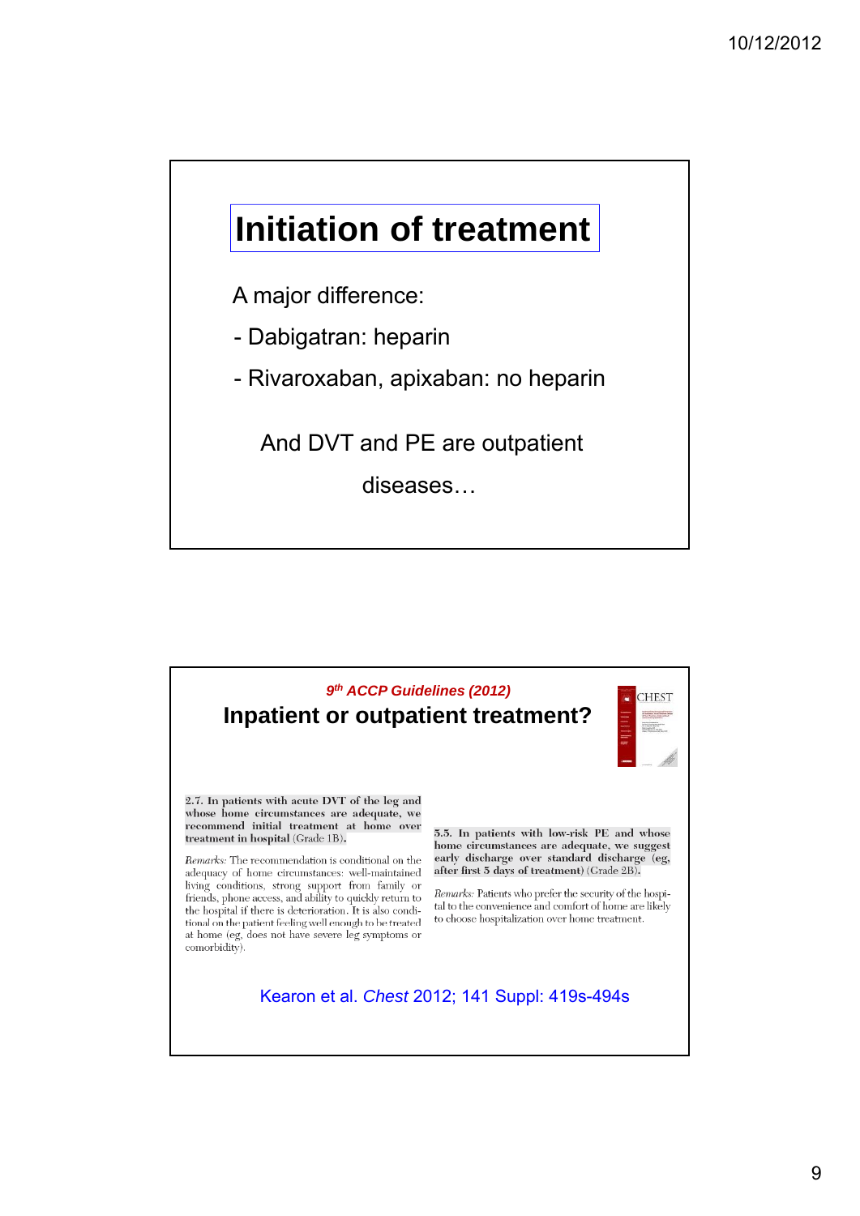## Initiation of treatment

A major difference:

- Dabigatran: heparin
- Rivaroxaban, apixaban: no heparin

And DVT and PE are outpatient diseases…

*9th ACCP Guidelines (2012)*

## Inpatient or outpatient treatment?

**2.7. In patients with acute DVT of the leg and whose home circumstances are adequate, we recommend initial treatment at home over treatment in hospital** (Grade 1B)**.**

*Remarks:* The recommendation is conditional on the adequacy of home circumstances: well-maintained living conditions, strong support from family or friends, phone access, and ability to quickly return to the hospital if there is deterioration. It is also conditional on the patient feeling well enough to be treated at home (eg, does not have severe leg symptoms or comorbidity).

**5.5. In patients with low-risk PE and whose home circumstances are adequate, we suggest early discharge over standard discharge (eg, after first 5 days of treatment)** (Grade 2B).

*Remarks:* Patients who prefer the security of the hospital to the convenience and comfort of home are likely to choose hospitalization over home treatment.

Kearon et al. *Chest* 2012; 141 Suppl: 419s-494s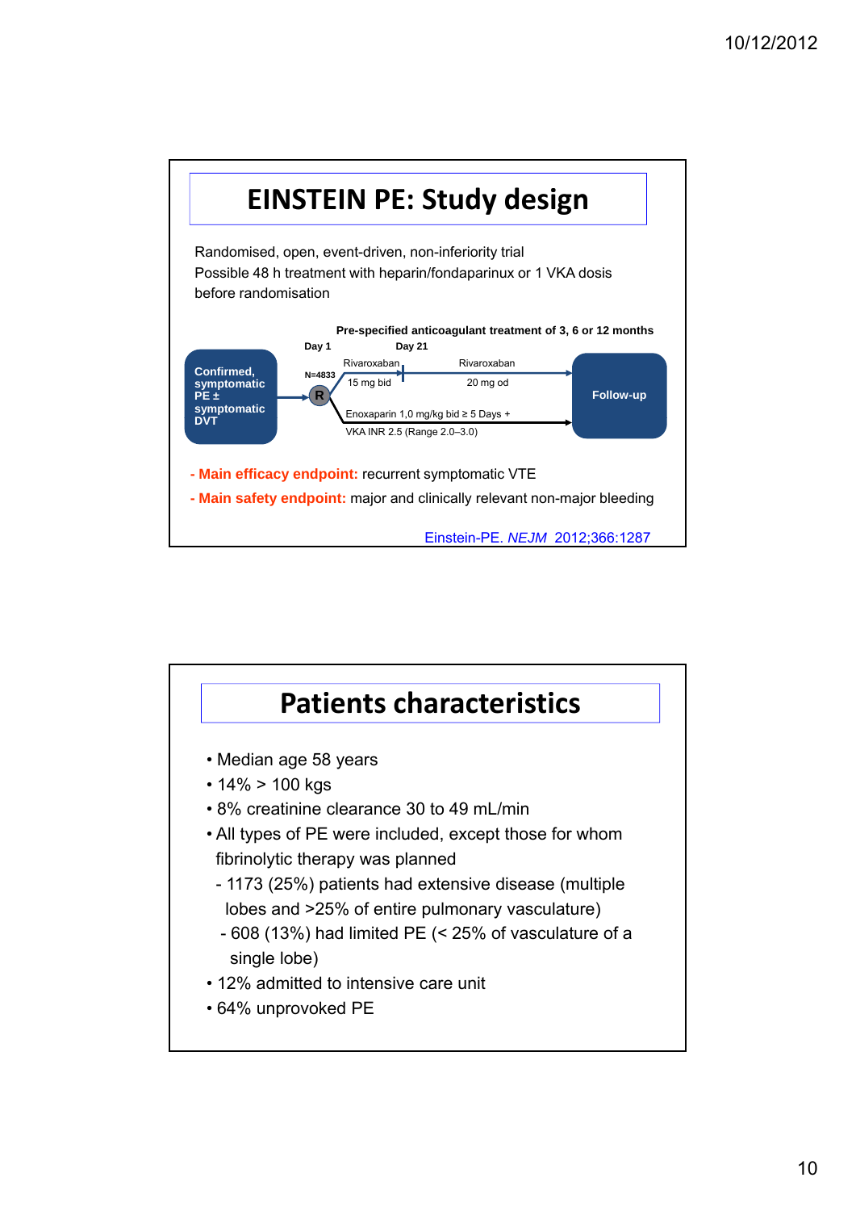# EINSTEIN PE: Study design

Randomised, open, event-driven, non-inferiority trial
Possible 48 h treatment with heparin/fondaparinux or 1 VKA dosis before randomisation

**Pre-specified anticoagulant treatment of 3, 6 or 12 months**

**Day 1** **Day 21**

**Confirmed, symptomatic PE ± symptomatic DVT** → **N=4833** **R**

- Rivaroxaban 15 mg bid → Rivaroxaban 20 mg od
- Enoxaparin 1,0 mg/kg bid ≥ 5 Days + VKA INR 2.5 (Range 2.0–3.0)

→ **Follow-up**

- **Main efficacy endpoint:** recurrent symptomatic VTE
- **Main safety endpoint:** major and clinically relevant non-major bleeding

Einstein-PE. *NEJM* 2012;366:1287

# Patients characteristics

- Median age 58 years
- 14% > 100 kgs
- 8% creatinine clearance 30 to 49 mL/min
- All types of PE were included, except those for whom fibrinolytic therapy was planned
  - 1173 (25%) patients had extensive disease (multiple lobes and >25% of entire pulmonary vasculature)
  - 608 (13%) had limited PE (< 25% of vasculature of a single lobe)
- 12% admitted to intensive care unit
- 64% unprovoked PE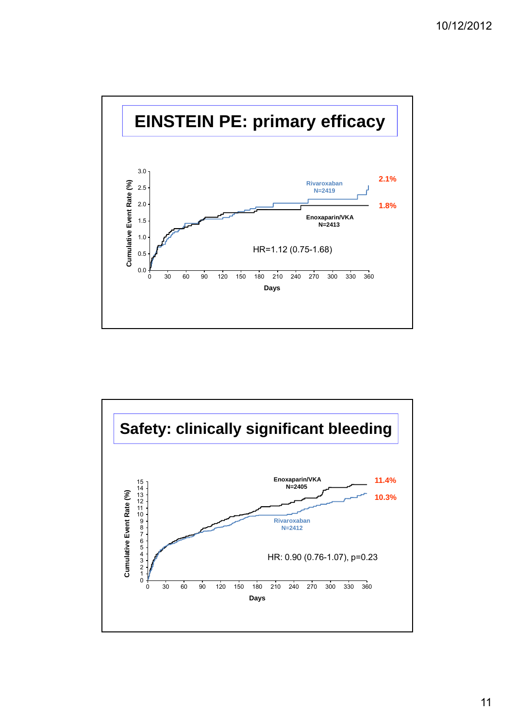# EINSTEIN PE: primary efficacy

Cumulative Event Rate (%)

Rivaroxaban N=2419 — 2.1%

Enoxaparin/VKA N=2413 — 1.8%

HR=1.12 (0.75-1.68)

Days

# Safety: clinically significant bleeding

Cumulative Event Rate (%)

Enoxaparin/VKA N=2405 — 11.4%

Rivaroxaban N=2412 — 10.3%

HR: 0.90 (0.76-1.07), p=0.23

Days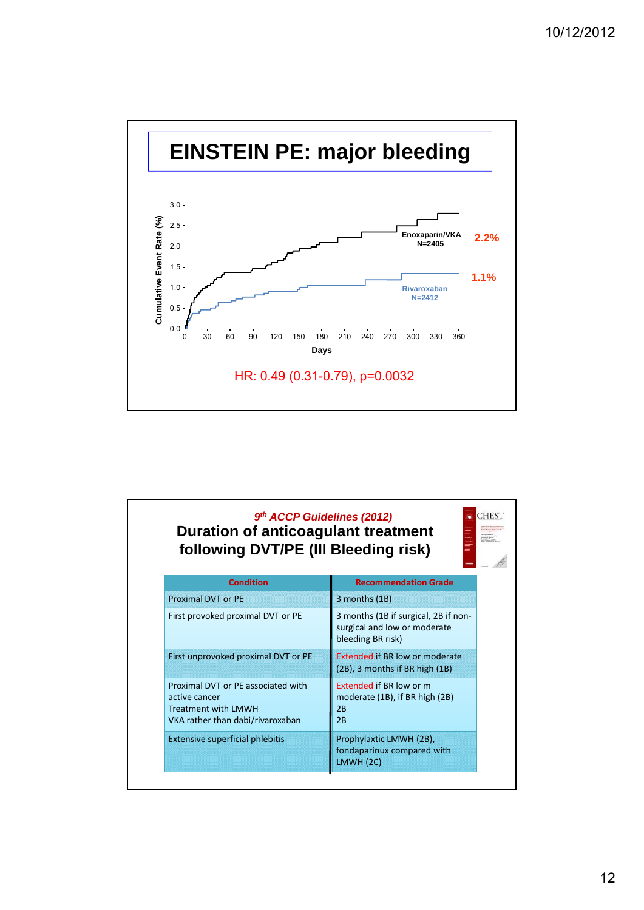# EINSTEIN PE: major bleeding

Cumulative Event Rate (%)

Enoxaparin/VKA N=2405 — 2.2%

Rivaroxaban N=2412 — 1.1%

Days

HR: 0.49 (0.31-0.79), p=0.0032

*9th ACCP Guidelines (2012)*

## Duration of anticoagulant treatment following DVT/PE (III Bleeding risk)

| Condition | Recommendation Grade |
|---|---|
| Proximal DVT or PE | 3 months (1B) |
| First provoked proximal DVT or PE | 3 months (1B if surgical, 2B if non-surgical and low or moderate bleeding BR risk) |
| First unprovoked proximal DVT or PE | Extended if BR low or moderate (2B), 3 months if BR high (1B) |
| Proximal DVT or PE associated with active cancer<br>Treatment with LMWH<br>VKA rather than dabi/rivaroxaban | Extended if BR low or m moderate (1B), if BR high (2B)<br>2B<br>2B |
| Extensive superficial phlebitis | Prophylaxtic LMWH (2B), fondaparinux compared with LMWH (2C) |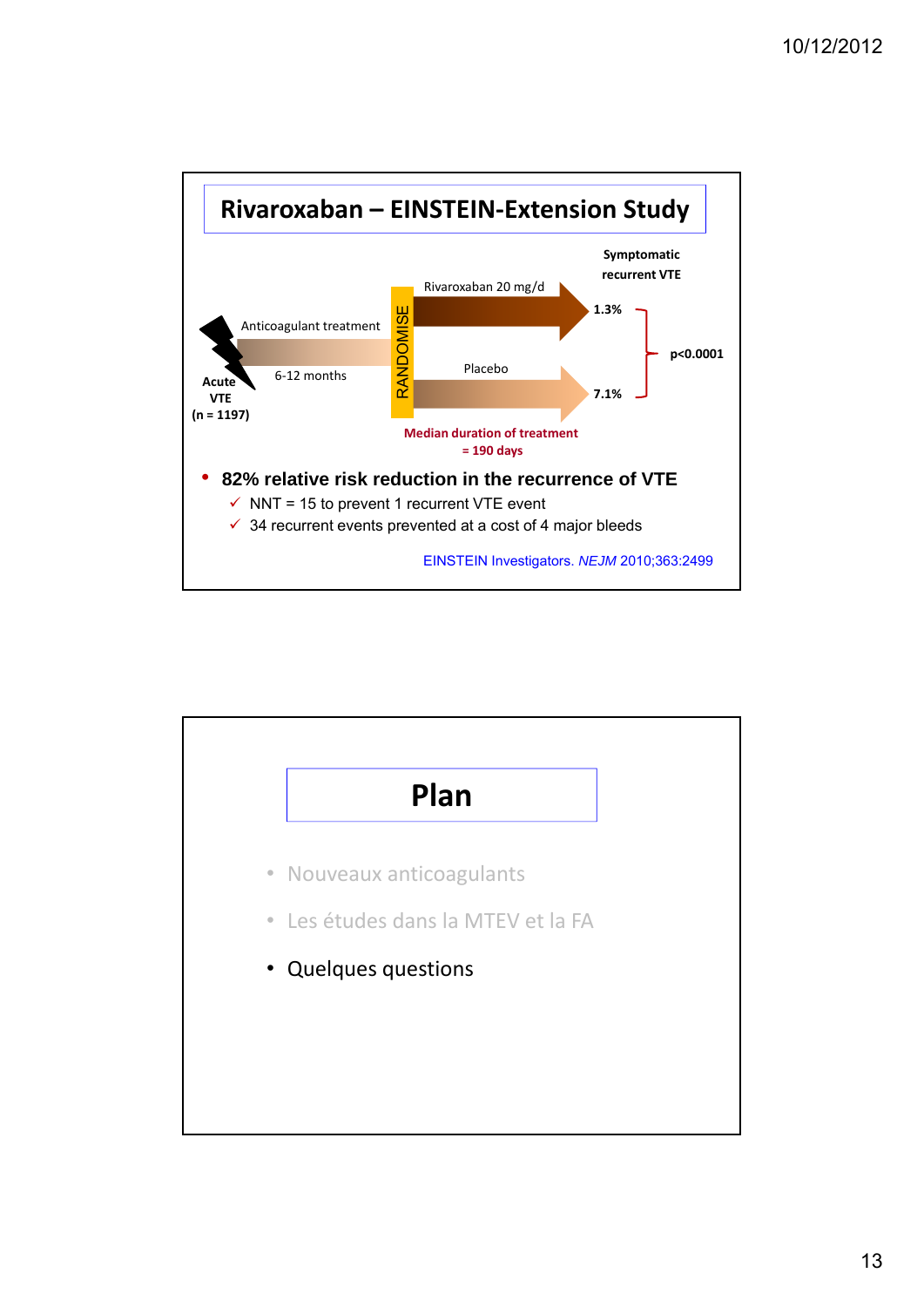## Rivaroxaban – EINSTEIN-Extension Study

Acute VTE (n = 1197)

Anticoagulant treatment 6-12 months

RANDOMISE

Rivaroxaban 20 mg/d → 1.3%

Placebo → 7.1%

Symptomatic recurrent VTE: p<0.0001

Median duration of treatment = 190 days

- **82% relative risk reduction in the recurrence of VTE**
  - ✓ NNT = 15 to prevent 1 recurrent VTE event
  - ✓ 34 recurrent events prevented at a cost of 4 major bleeds

EINSTEIN Investigators. *NEJM* 2010;363:2499

## Plan

- Nouveaux anticoagulants
- Les études dans la MTEV et la FA
- Quelques questions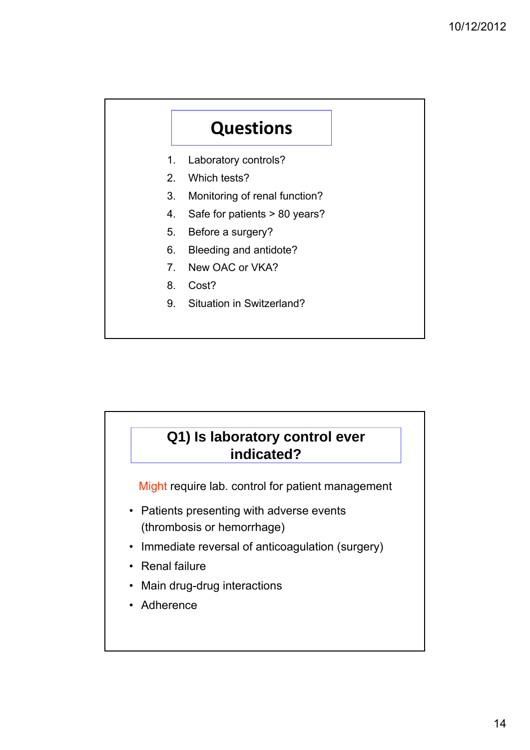## Questions

1. Laboratory controls?
2. Which tests?
3. Monitoring of renal function?
4. Safe for patients > 80 years?
5. Before a surgery?
6. Bleeding and antidote?
7. New OAC or VKA?
8. Cost?
9. Situation in Switzerland?

## Q1) Is laboratory control ever indicated?

Might require lab. control for patient management

- Patients presenting with adverse events (thrombosis or hemorrhage)
- Immediate reversal of anticoagulation (surgery)
- Renal failure
- Main drug-drug interactions
- Adherence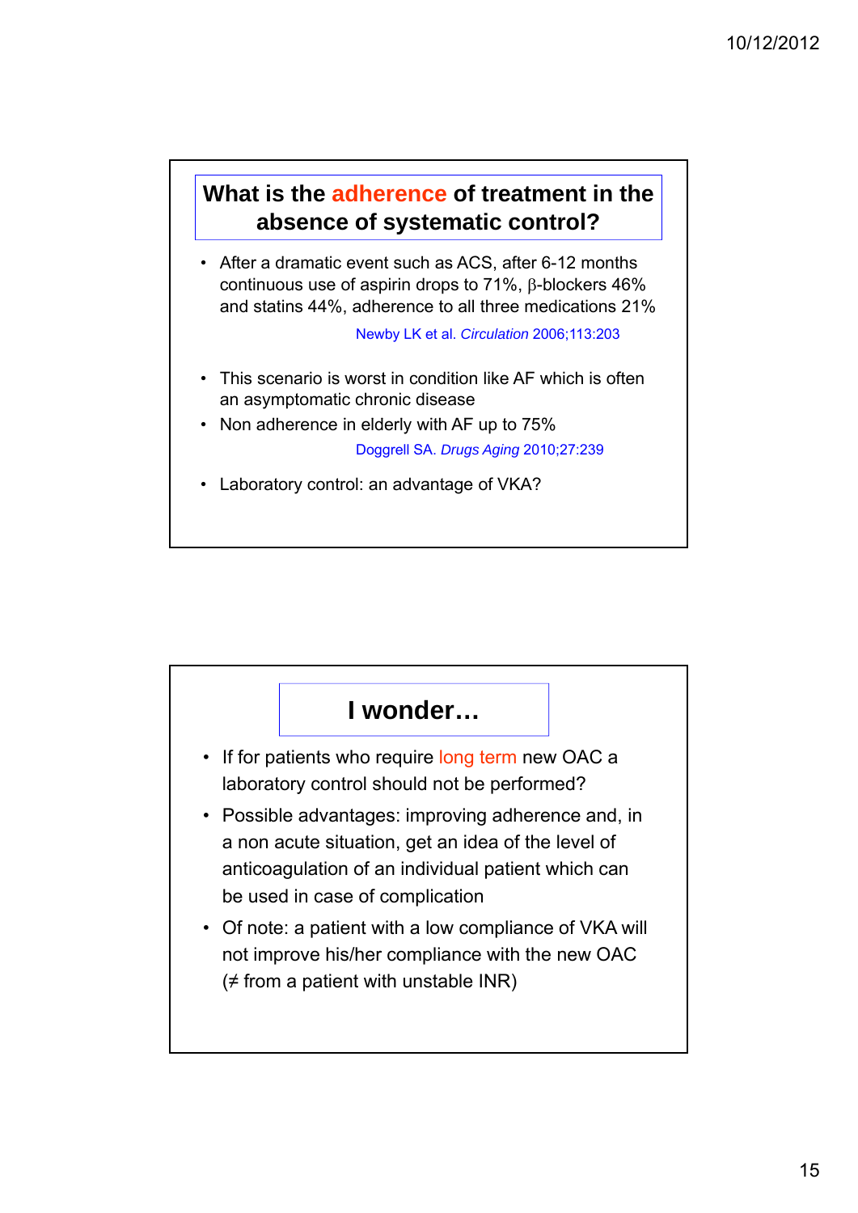## What is the adherence of treatment in the absence of systematic control?

- After a dramatic event such as ACS, after 6-12 months continuous use of aspirin drops to 71%, β-blockers 46% and statins 44%, adherence to all three medications 21%

  Newby LK et al. *Circulation* 2006;113:203

- This scenario is worst in condition like AF which is often an asymptomatic chronic disease
- Non adherence in elderly with AF up to 75%

  Doggrell SA. *Drugs Aging* 2010;27:239

- Laboratory control: an advantage of VKA?

## I wonder…

- If for patients who require long term new OAC a laboratory control should not be performed?
- Possible advantages: improving adherence and, in a non acute situation, get an idea of the level of anticoagulation of an individual patient which can be used in case of complication
- Of note: a patient with a low compliance of VKA will not improve his/her compliance with the new OAC (≠ from a patient with unstable INR)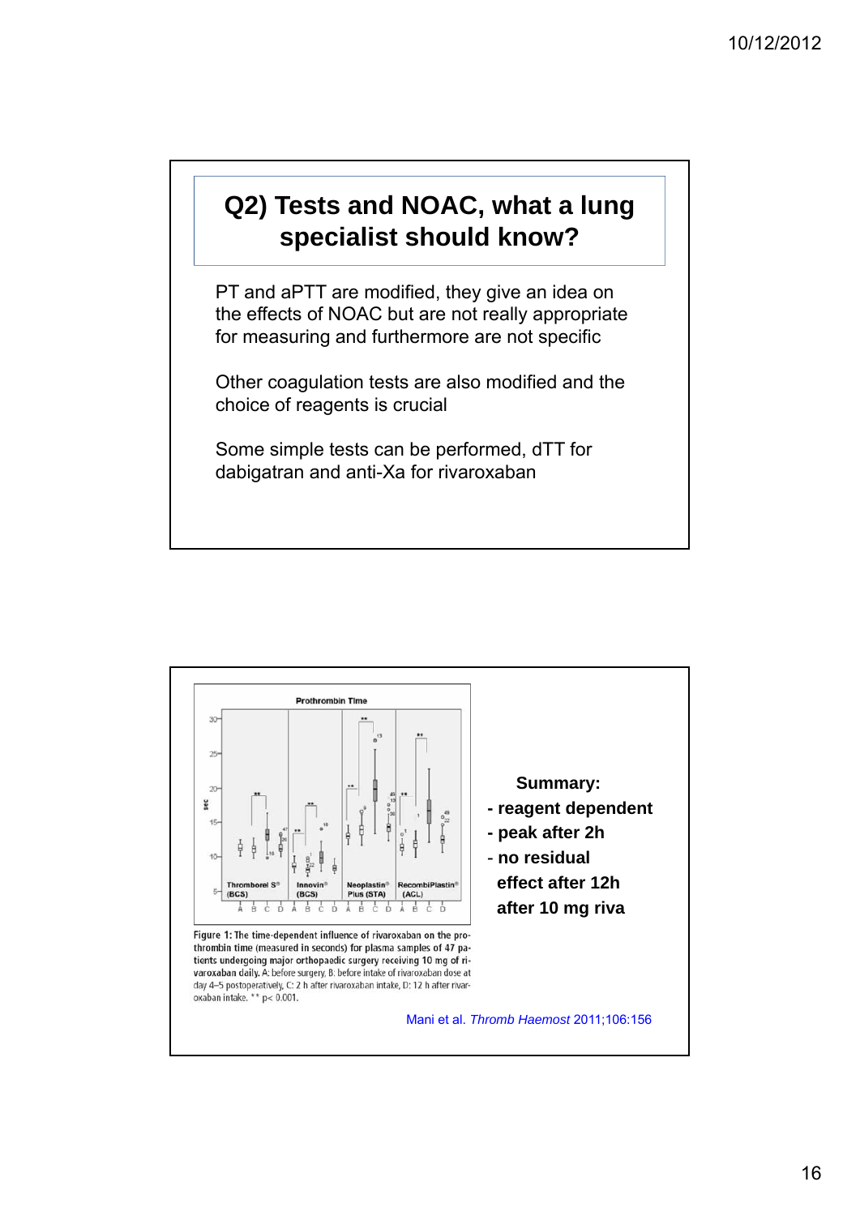## Q2) Tests and NOAC, what a lung specialist should know?

PT and aPTT are modified, they give an idea on the effects of NOAC but are not really appropriate for measuring and furthermore are not specific

Other coagulation tests are also modified and the choice of reagents is crucial

Some simple tests can be performed, dTT for dabigatran and anti-Xa for rivaroxaban

Figure 1: The time-dependent influence of rivaroxaban on the prothrombin time (measured in seconds) for plasma samples of 47 patients undergoing major orthopaedic surgery receiving 10 mg of rivaroxaban daily. A: before surgery, B: before intake of rivaroxaban dose at day 4–5 postoperatively, C: 2 h after rivaroxaban intake, D: 12 h after rivaroxaban intake. ** p< 0.001.

**Summary:**

- **reagent dependent**
- **peak after 2h**
- **no residual effect after 12h after 10 mg riva**

Mani et al. *Thromb Haemost* 2011;106:156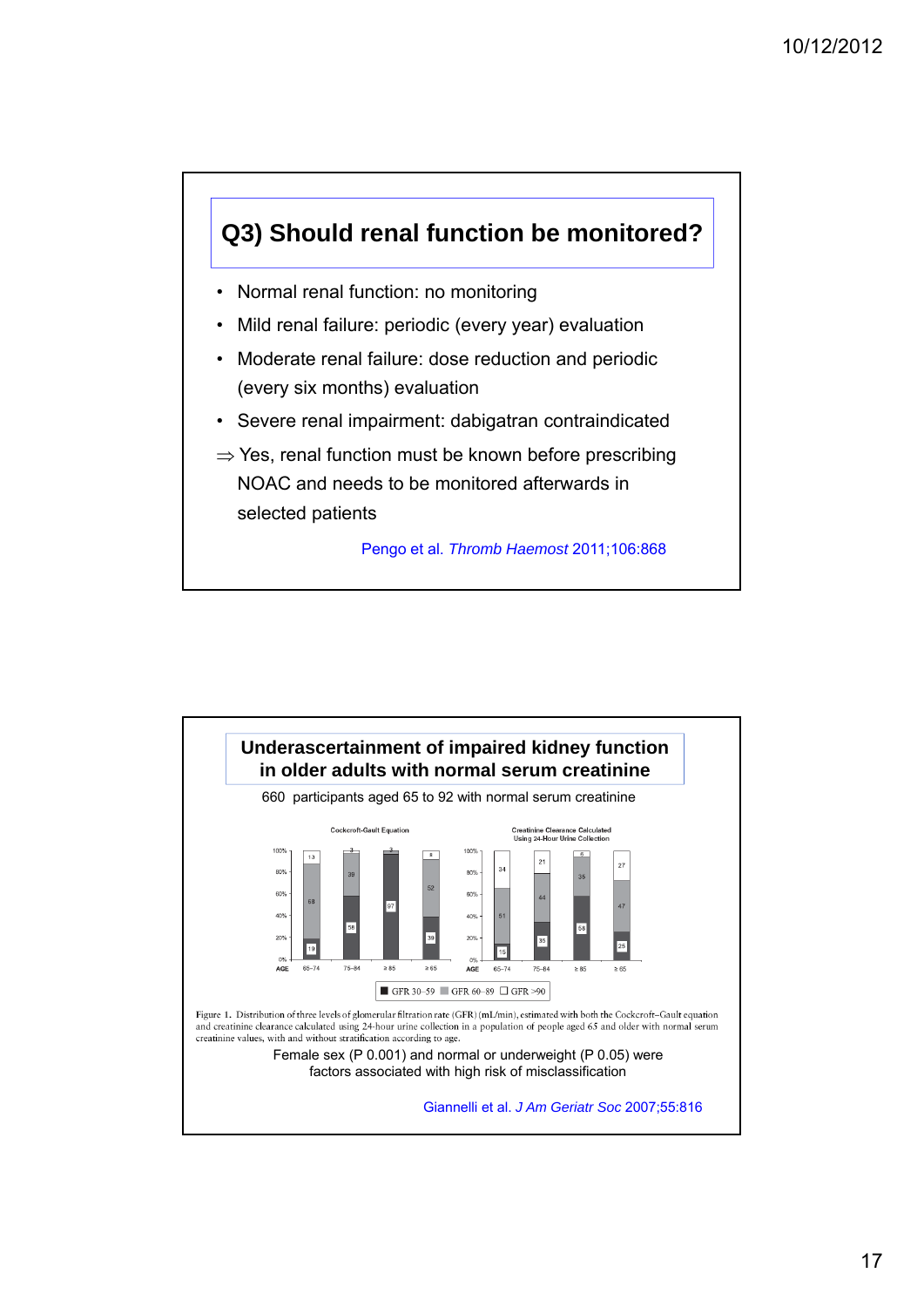## Q3) Should renal function be monitored?

- Normal renal function: no monitoring
- Mild renal failure: periodic (every year) evaluation
- Moderate renal failure: dose reduction and periodic (every six months) evaluation
- Severe renal impairment: dabigatran contraindicated

⇒ Yes, renal function must be known before prescribing NOAC and needs to be monitored afterwards in selected patients

Pengo et al. *Thromb Haemost* 2011;106:868

## Underascertainment of impaired kidney function in older adults with normal serum creatinine

660 participants aged 65 to 92 with normal serum creatinine

| | Cockcroft-Gault Equation | | | | Creatinine Clearance Calculated Using 24-Hour Urine Collection | | | |
|---|---|---|---|---|---|---|---|---|
| AGE | 65–74 | 75–84 | ≥ 85 | ≥ 65 | 65–74 | 75–84 | ≥ 85 | ≥ 65 |
| GFR 30–59 | 19 | 58 | 97 | 39 | 15 | 35 | 58 | 25 |
| GFR 60–89 | 68 | 39 | | 52 | 51 | 44 | 35 | 47 |
| GFR >90 | 13 | 3 | 3 | 9 | 34 | 21 | 6 | 27 |

Figure 1. Distribution of three levels of glomerular filtration rate (GFR) (mL/min), estimated with both the Cockcroft–Gault equation and creatinine clearance calculated using 24-hour urine collection in a population of people aged 65 and older with normal serum creatinine values, with and without stratification according to age.

Female sex (P 0.001) and normal or underweight (P 0.05) were factors associated with high risk of misclassification

Giannelli et al. *J Am Geriatr Soc* 2007;55:816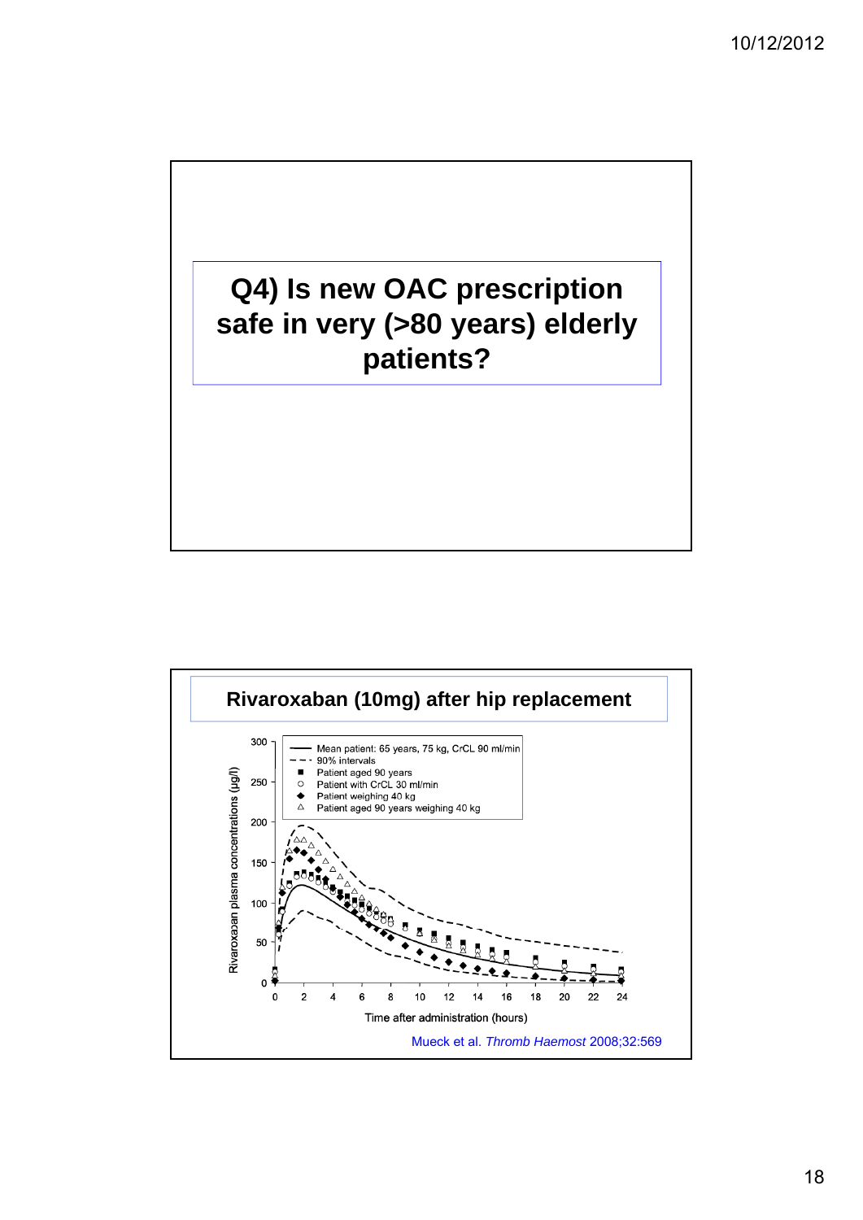## Q4) Is new OAC prescription safe in very (>80 years) elderly patients?

## Rivaroxaban (10mg) after hip replacement

Mueck et al. *Thromb Haemost* 2008;32:569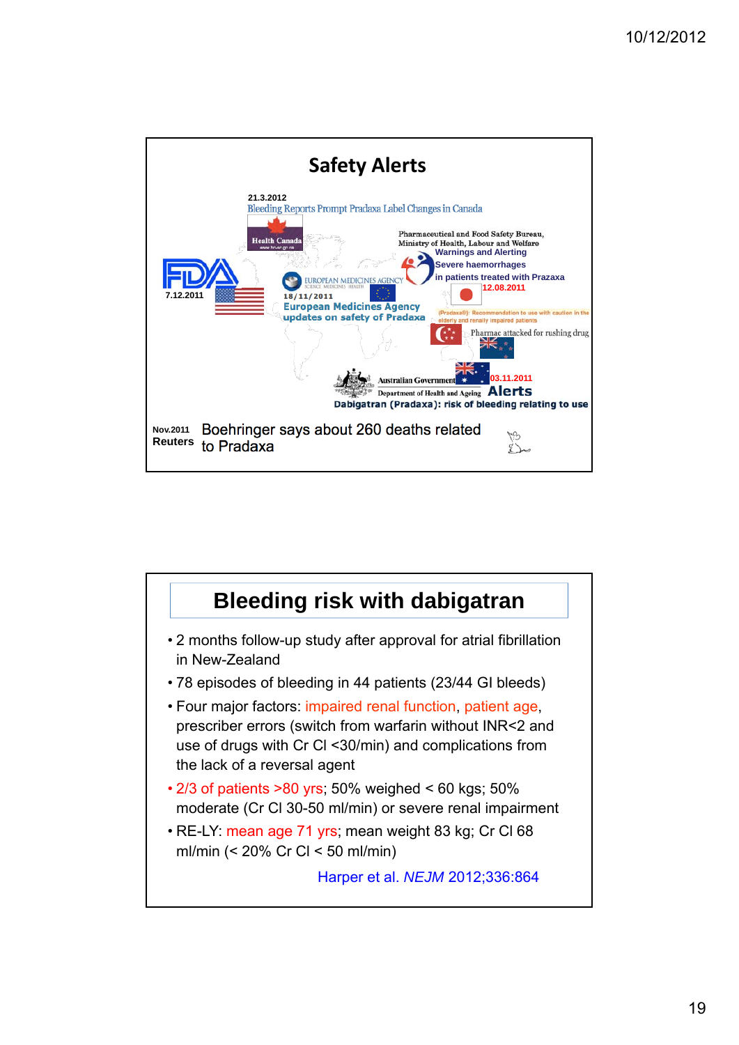# Safety Alerts

21.3.2012
Bleeding Reports Prompt Pradaxa Label Changes in Canada

Health Canada

Pharmaceutical and Food Safety Bureau, Ministry of Health, Labour and Welfare
Warnings and Alerting
Severe haemorrhages in patients treated with Prazaxa
12.08.2011

FDA
7.12.2011

European Medicines Agency
18/11/2011
European Medicines Agency updates on safety of Pradaxa

(Pradaxa®): Recommendation to use with caution in the elderly and renally impaired patients

Pharmac attacked for rushing drug

Australian Government
Department of Health and Ageing
03.11.2011
Alerts
Dabigatran (Pradaxa): risk of bleeding relating to use

Nov.2011 Reuters — Boehringer says about 260 deaths related to Pradaxa

# Bleeding risk with dabigatran

- 2 months follow-up study after approval for atrial fibrillation in New-Zealand
- 78 episodes of bleeding in 44 patients (23/44 GI bleeds)
- Four major factors: impaired renal function, patient age, prescriber errors (switch from warfarin without INR<2 and use of drugs with Cr Cl <30/min) and complications from the lack of a reversal agent
- 2/3 of patients >80 yrs; 50% weighed < 60 kgs; 50% moderate (Cr Cl 30-50 ml/min) or severe renal impairment
- RE-LY: mean age 71 yrs; mean weight 83 kg; Cr Cl 68 ml/min (< 20% Cr Cl < 50 ml/min)

Harper et al. *NEJM* 2012;336:864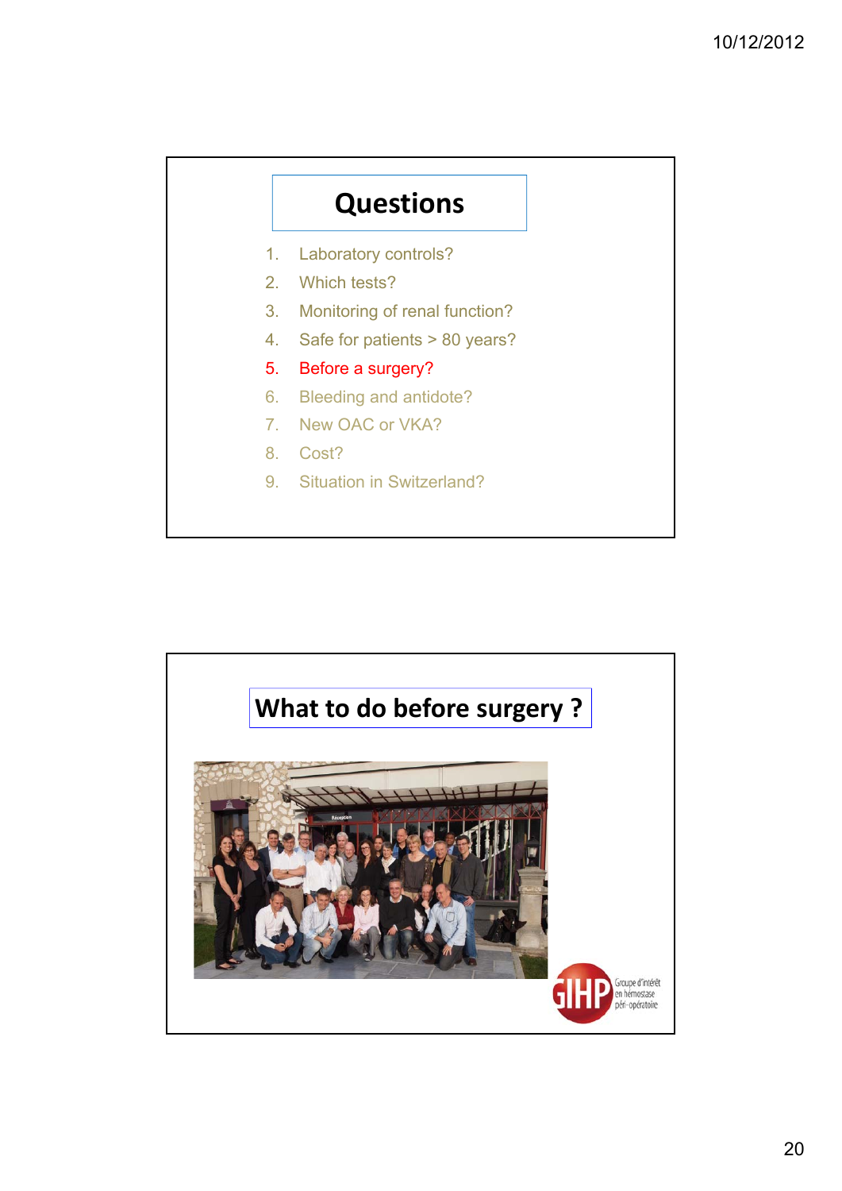## Questions

1. Laboratory controls?
2. Which tests?
3. Monitoring of renal function?
4. Safe for patients > 80 years?
5. Before a surgery?
6. Bleeding and antidote?
7. New OAC or VKA?
8. Cost?
9. Situation in Switzerland?

## What to do before surgery ?

GIHP Groupe d'intérêt en hémostase péri-opératoire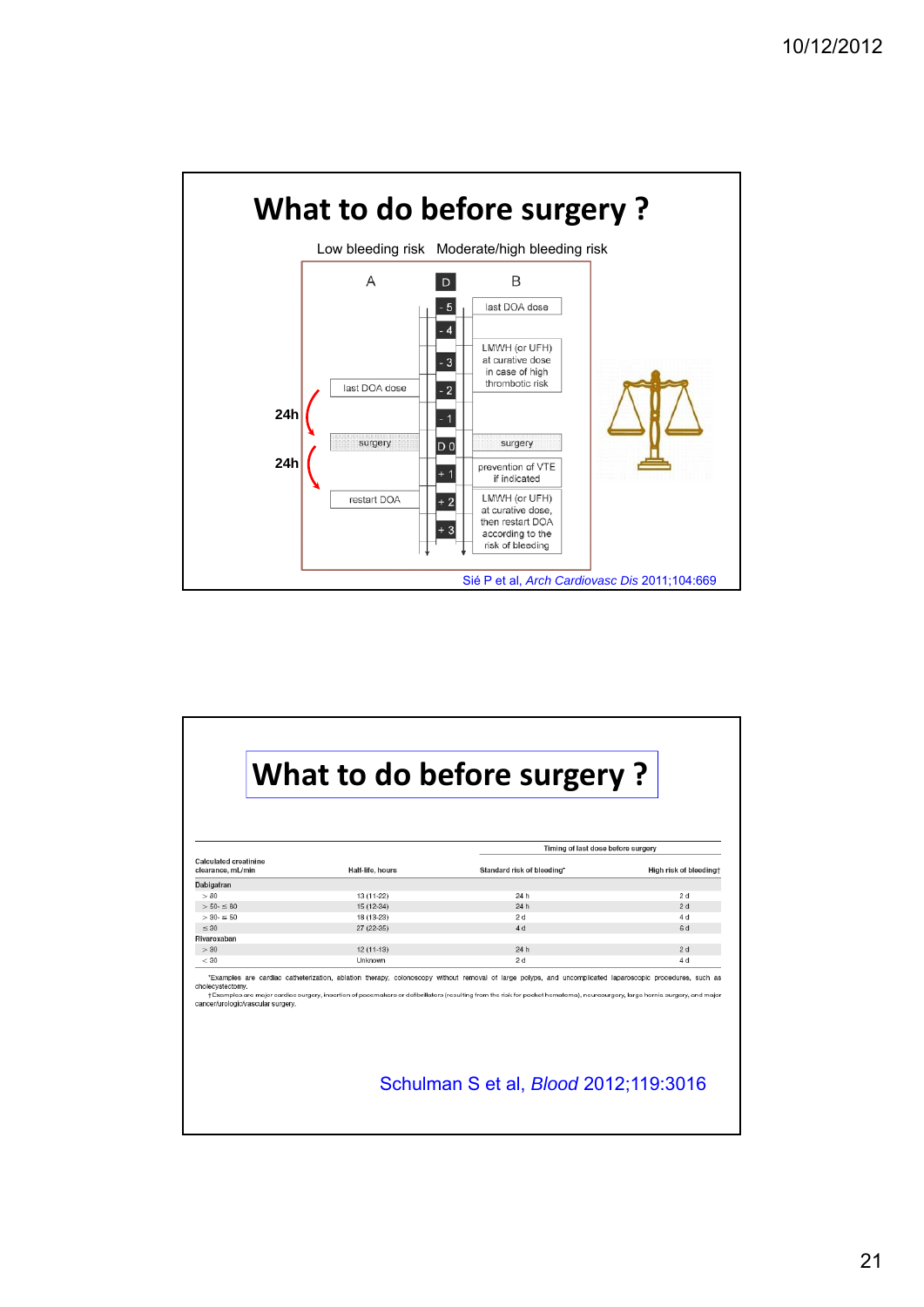# What to do before surgery ?

Low bleeding risk Moderate/high bleeding risk

| A | D | B |
|---|---|---|
| | - 5 | last DOA dose |
| | - 4 | |
| | - 3 | LMWH (or UFH) at curative dose in case of high thrombotic risk |
| last DOA dose | - 2 | |
| | - 1 | |
| surgery | D 0 | surgery |
| | + 1 | prevention of VTE if indicated |
| restart DOA | + 2 | LMWH (or UFH) at curative dose, then restart DOA according to the risk of bleeding |
| | + 3 | |

24h (last DOA dose → surgery)

24h (surgery → restart DOA)

Sié P et al, *Arch Cardiovasc Dis* 2011;104:669

# What to do before surgery ?

| Calculated creatinine clearance, mL/min | Half-life, hours | Timing of last dose before surgery: Standard risk of bleeding* | Timing of last dose before surgery: High risk of bleeding† |
|---|---|---|---|
| **Dabigatran** | | | |
| > 80 | 13 (11-22) | 24 h | 2 d |
| > 50- ≤ 80 | 15 (12-34) | 24 h | 2 d |
| > 30- ≤ 50 | 18 (13-23) | 2 d | 4 d |
| ≤ 30 | 27 (22-35) | 4 d | 6 d |
| **Rivaroxaban** | | | |
| > 30 | 12 (11-13) | 24 h | 2 d |
| < 30 | Unknown | 2 d | 4 d |

*Examples are cardiac catheterization, ablation therapy, colonoscopy without removal of large polyps, and uncomplicated laparoscopic procedures, such as cholecystectomy.

†Examples are major cardiac surgery, insertion of pacemakers or defibrillators (resulting from the risk for pocket hematoma), neurosurgery, large hernia surgery, and major cancer/urologic/vascular surgery.

Schulman S et al, *Blood* 2012;119:3016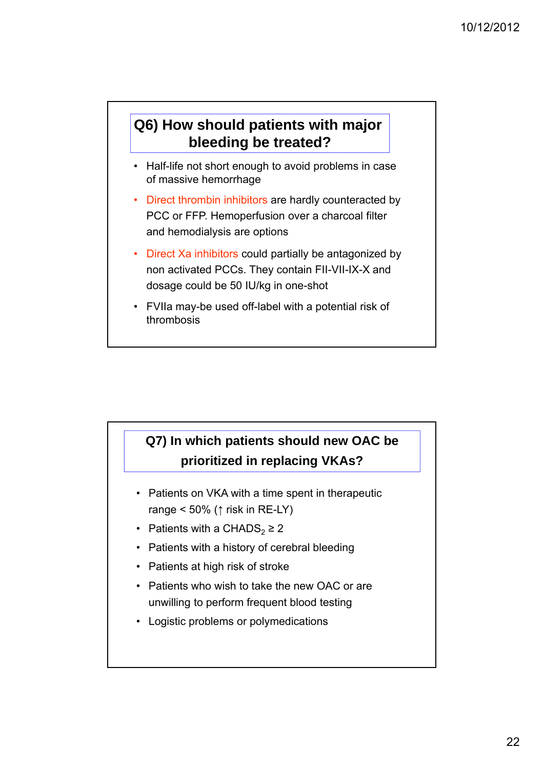## Q6) How should patients with major bleeding be treated?

- Half-life not short enough to avoid problems in case of massive hemorrhage
- Direct thrombin inhibitors are hardly counteracted by PCC or FFP. Hemoperfusion over a charcoal filter and hemodialysis are options
- Direct Xa inhibitors could partially be antagonized by non activated PCCs. They contain FII-VII-IX-X and dosage could be 50 IU/kg in one-shot
- FVIIa may-be used off-label with a potential risk of thrombosis

## Q7) In which patients should new OAC be prioritized in replacing VKAs?

- Patients on VKA with a time spent in therapeutic range < 50% (↑ risk in RE-LY)
- Patients with a $CHADS_2 \geq 2$
- Patients with a history of cerebral bleeding
- Patients at high risk of stroke
- Patients who wish to take the new OAC or are unwilling to perform frequent blood testing
- Logistic problems or polymedications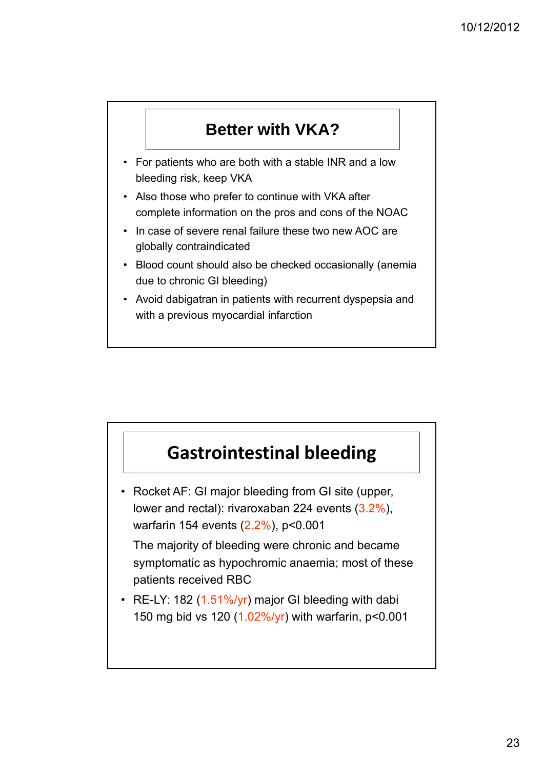## Better with VKA?

- For patients who are both with a stable INR and a low bleeding risk, keep VKA
- Also those who prefer to continue with VKA after complete information on the pros and cons of the NOAC
- In case of severe renal failure these two new AOC are globally contraindicated
- Blood count should also be checked occasionally (anemia due to chronic GI bleeding)
- Avoid dabigatran in patients with recurrent dyspepsia and with a previous myocardial infarction

## Gastrointestinal bleeding

- Rocket AF: GI major bleeding from GI site (upper, lower and rectal): rivaroxaban 224 events (3.2%), warfarin 154 events (2.2%), $p<0.001$

  The majority of bleeding were chronic and became symptomatic as hypochromic anaemia; most of these patients received RBC
- RE-LY: 182 (1.51%/yr) major GI bleeding with dabi 150 mg bid vs 120 (1.02%/yr) with warfarin, $p<0.001$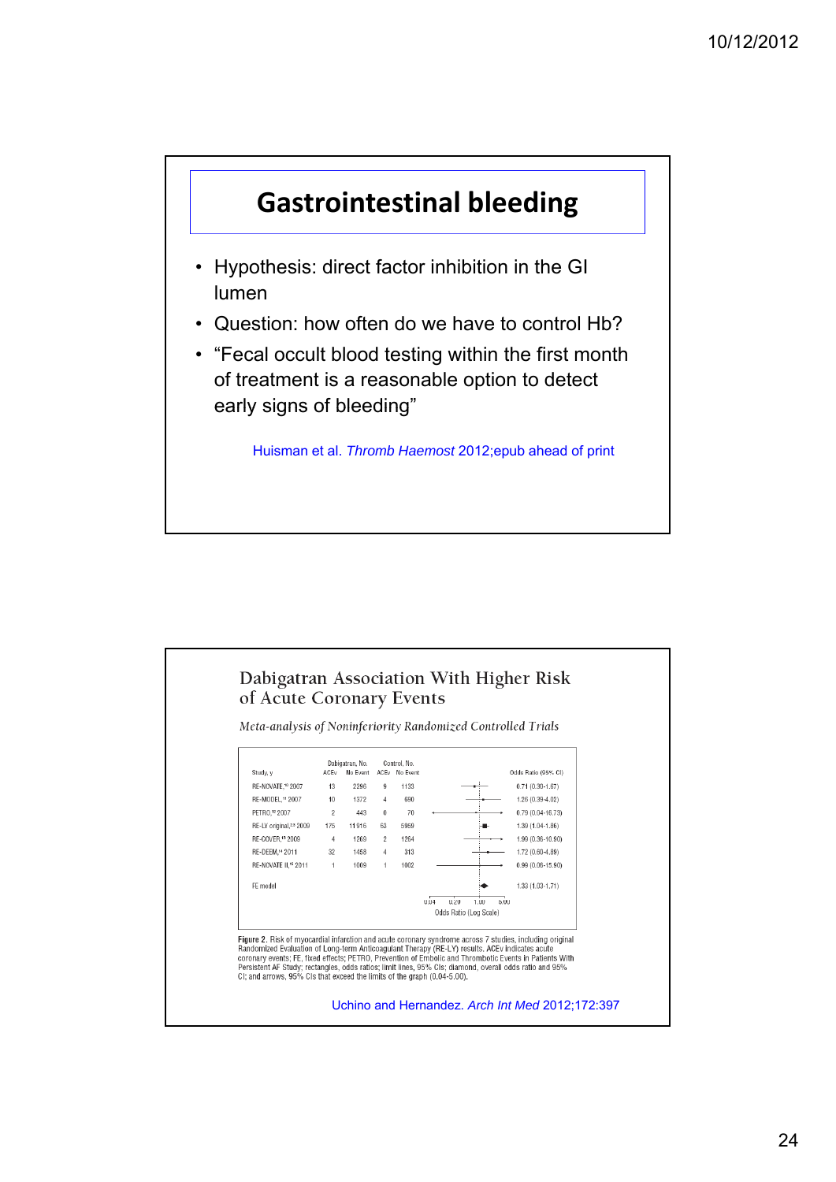# Gastrointestinal bleeding

- Hypothesis: direct factor inhibition in the GI lumen
- Question: how often do we have to control Hb?
- "Fecal occult blood testing within the first month of treatment is a reasonable option to detect early signs of bleeding"

Huisman et al. *Thromb Haemost* 2012;epub ahead of print

## Dabigatran Association With Higher Risk of Acute Coronary Events

*Meta-analysis of Noninferiority Randomized Controlled Trials*

| Study, y | Dabigatran, No. ACEv | Dabigatran, No. No Event | Control, No. ACEv | Control, No. No Event | Odds Ratio (95% CI) |
| --- | --- | --- | --- | --- | --- |
| RE-NOVATE,[10] 2007 | 13 | 2296 | 9 | 1133 | 0.71 (0.30-1.67) |
| RE-MODEL,[11] 2007 | 10 | 1372 | 4 | 690 | 1.26 (0.39-4.02) |
| PETRO,[12] 2007 | 2 | 443 | 0 | 70 | 0.79 (0.04-16.73) |
| RE-LY original,[2,3] 2009 | 175 | 11916 | 63 | 5959 | 1.39 (1.04-1.86) |
| RE-COVER,[13] 2009 | 4 | 1269 | 2 | 1264 | 1.99 (0.36-10.90) |
| RE-DEEM,[14] 2011 | 32 | 1458 | 4 | 313 | 1.72 (0.60-4.89) |
| RE-NOVATE II,[15] 2011 | 1 | 1009 | 1 | 1002 | 0.99 (0.06-15.90) |
| FE model | | | | | 1.33 (1.03-1.71) |

Odds Ratio (Log Scale): 0.04, 0.20, 1.00, 5.00

**Figure 2.** Risk of myocardial infarction and acute coronary syndrome across 7 studies, including original Randomized Evaluation of Long-term Anticoagulant Therapy (RE-LY) results. ACEv indicates acute coronary events; FE, fixed effects; PETRO, Prevention of Embolic and Thrombotic Events in Patients With Persistent AF Study; rectangles, odds ratios; limit lines, 95% CIs; diamond, overall odds ratio and 95% CI; and arrows, 95% CIs that exceed the limits of the graph (0.04-5.00).

Uchino and Hernandez. *Arch Int Med* 2012;172:397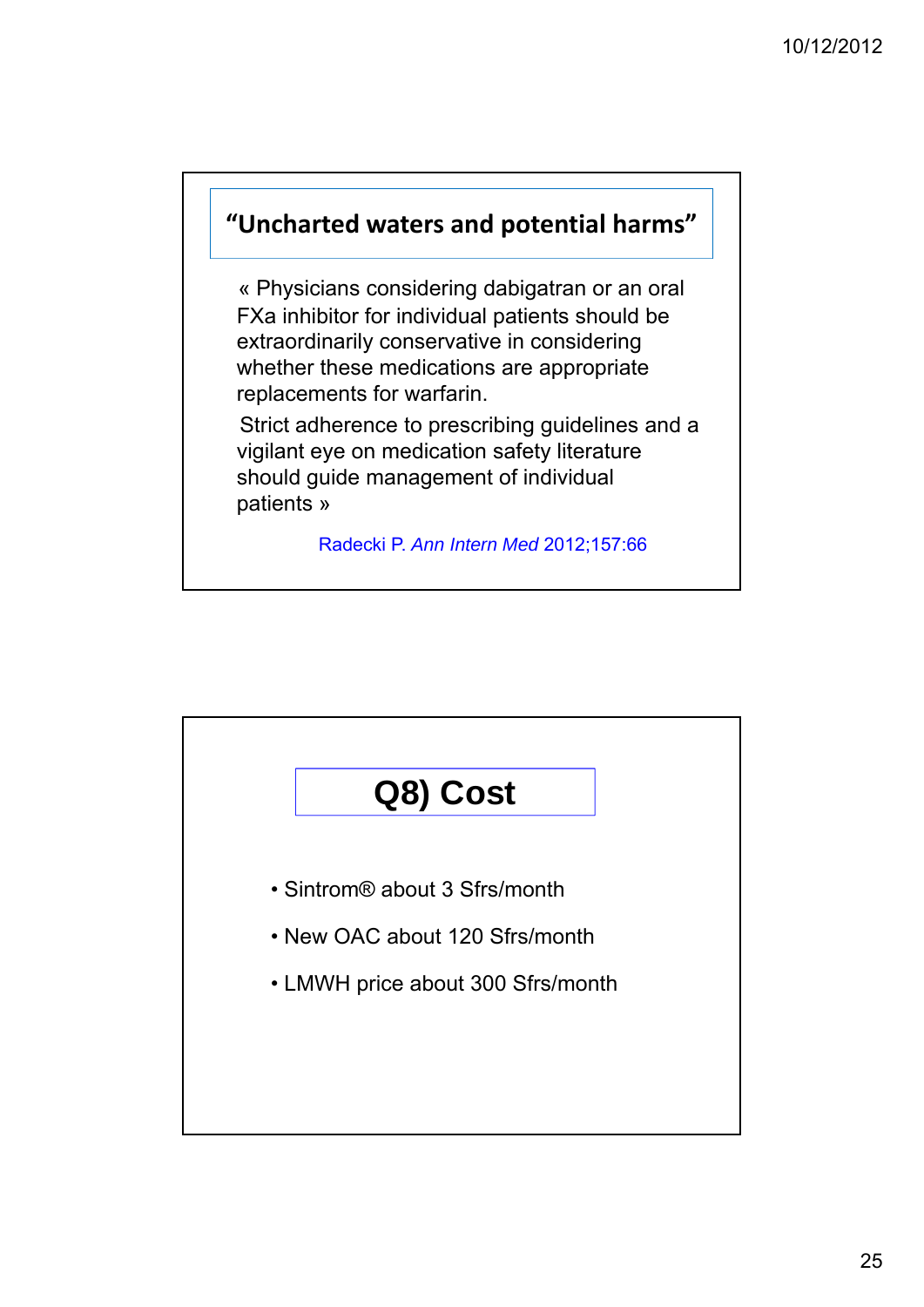## "Uncharted waters and potential harms"

« Physicians considering dabigatran or an oral FXa inhibitor for individual patients should be extraordinarily conservative in considering whether these medications are appropriate replacements for warfarin.

Strict adherence to prescribing guidelines and a vigilant eye on medication safety literature should guide management of individual patients »

Radecki P. *Ann Intern Med* 2012;157:66

## Q8) Cost

- Sintrom® about 3 Sfrs/month
- New OAC about 120 Sfrs/month
- LMWH price about 300 Sfrs/month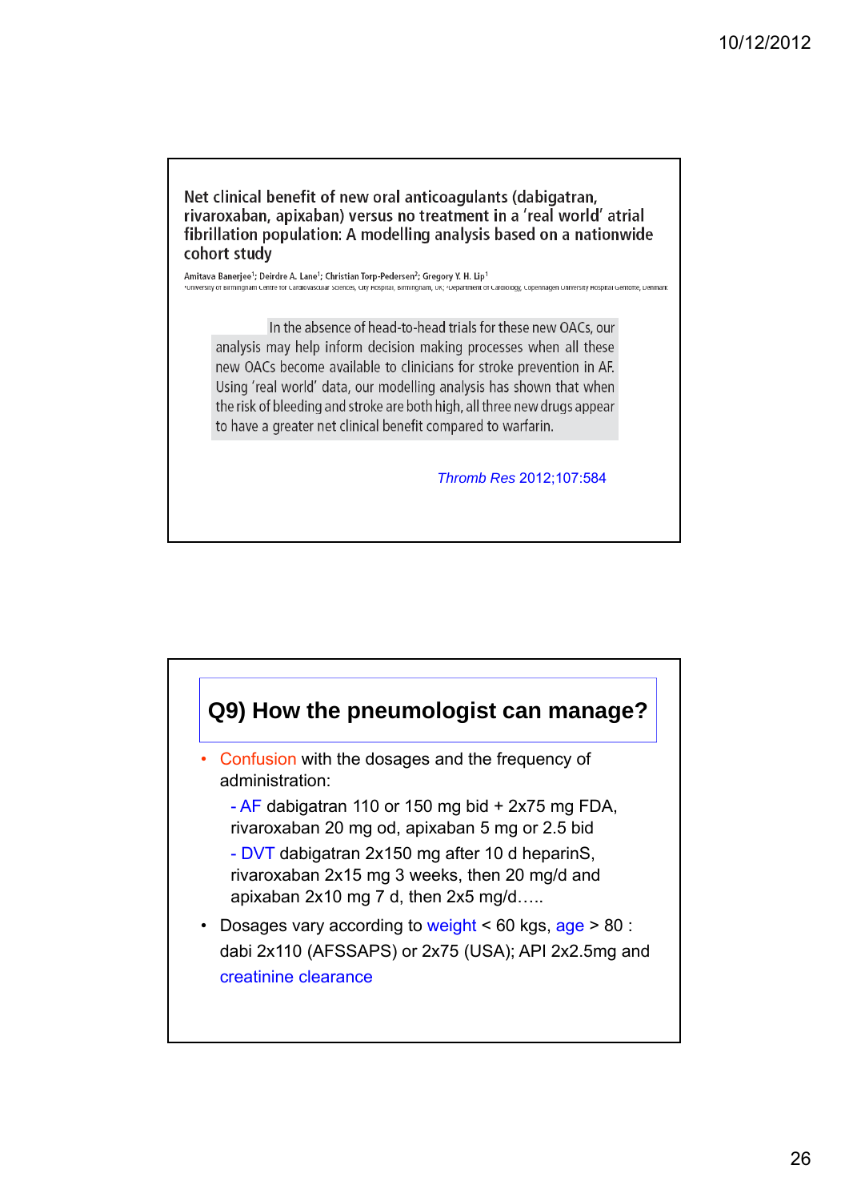**Net clinical benefit of new oral anticoagulants (dabigatran, rivaroxaban, apixaban) versus no treatment in a 'real world' atrial fibrillation population: A modelling analysis based on a nationwide cohort study**

Amitava Banerjee[1]; Deirdre A. Lane[1]; Christian Torp-Pedersen[2]; Gregory Y. H. Lip[1]

[1]University of Birmingham Centre for Cardiovascular Sciences, City Hospital, Birmingham, UK; [2]Department of Cardiology, Copenhagen University Hospital Gentofte, Denmark

In the absence of head-to-head trials for these new OACs, our analysis may help inform decision making processes when all these new OACs become available to clinicians for stroke prevention in AF. Using 'real world' data, our modelling analysis has shown that when the risk of bleeding and stroke are both high, all three new drugs appear to have a greater net clinical benefit compared to warfarin.

*Thromb Res* 2012;107:584

## Q9) How the pneumologist can manage?

- Confusion with the dosages and the frequency of administration:
  - AF dabigatran 110 or 150 mg bid + 2x75 mg FDA, rivaroxaban 20 mg od, apixaban 5 mg or 2.5 bid
  - DVT dabigatran 2x150 mg after 10 d heparinS, rivaroxaban 2x15 mg 3 weeks, then 20 mg/d and apixaban 2x10 mg 7 d, then 2x5 mg/d…..
- Dosages vary according to weight < 60 kgs, age > 80 : dabi 2x110 (AFSSAPS) or 2x75 (USA); API 2x2.5mg and creatinine clearance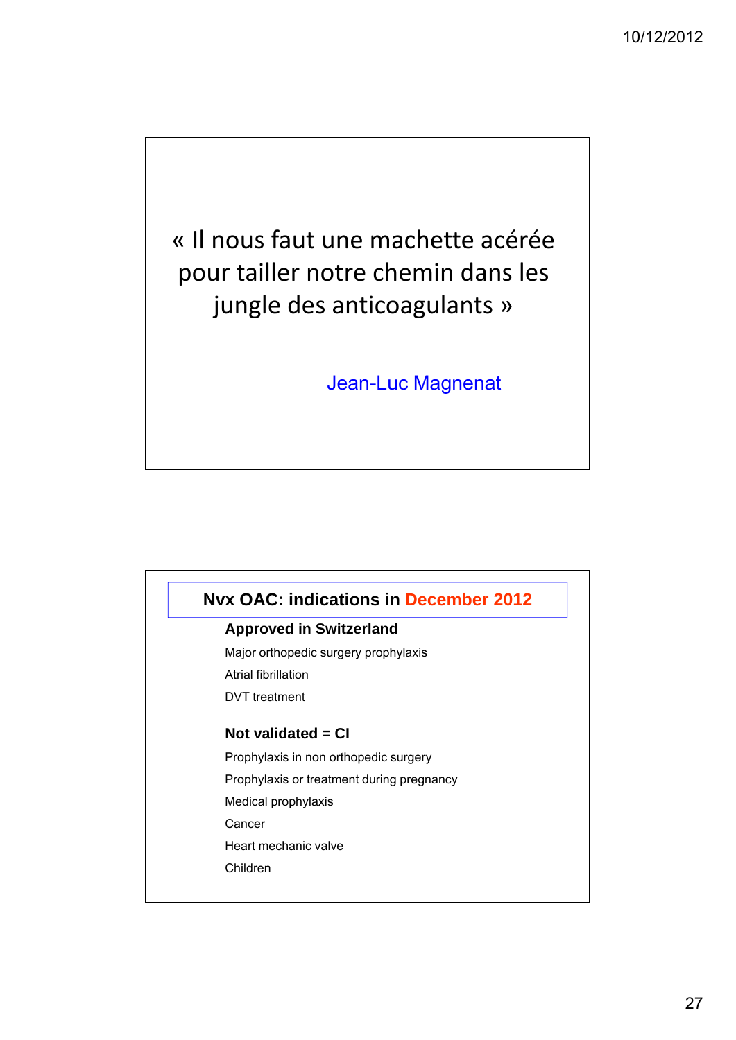« Il nous faut une machette acérée pour tailler notre chemin dans les jungle des anticoagulants »

Jean-Luc Magnenat

## Nvx OAC: indications in December 2012

**Approved in Switzerland**

- Major orthopedic surgery prophylaxis
- Atrial fibrillation
- DVT treatment

**Not validated = CI**

- Prophylaxis in non orthopedic surgery
- Prophylaxis or treatment during pregnancy
- Medical prophylaxis
- Cancer
- Heart mechanic valve
- Children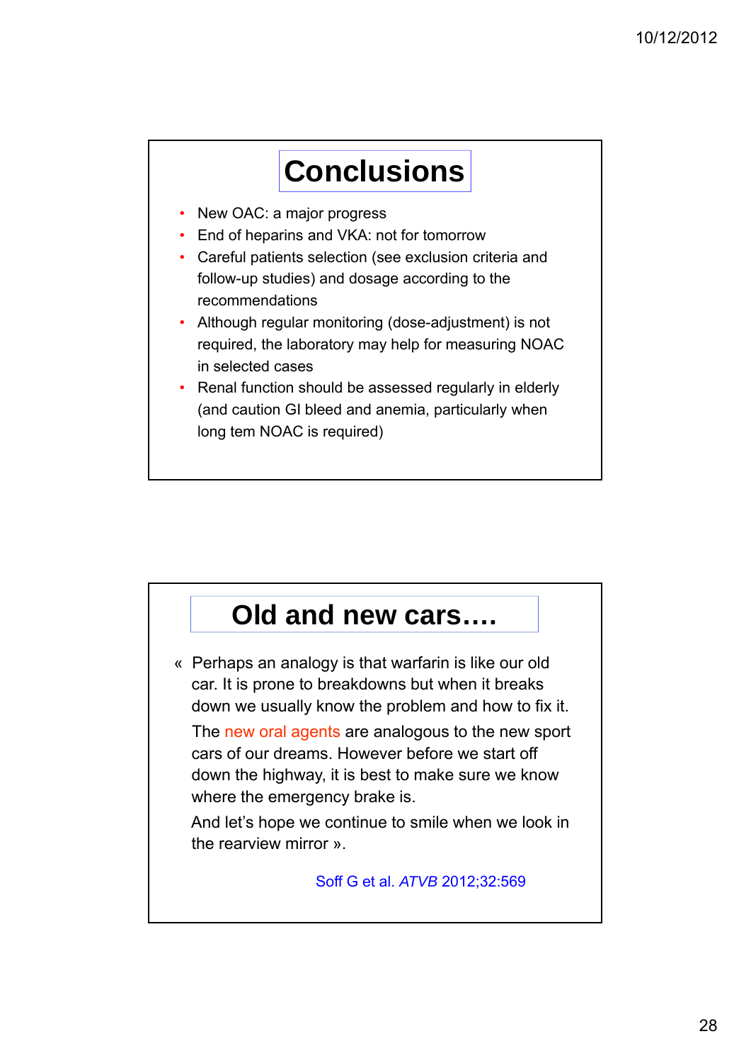# Conclusions

- New OAC: a major progress
- End of heparins and VKA: not for tomorrow
- Careful patients selection (see exclusion criteria and follow-up studies) and dosage according to the recommendations
- Although regular monitoring (dose-adjustment) is not required, the laboratory may help for measuring NOAC in selected cases
- Renal function should be assessed regularly in elderly (and caution GI bleed and anemia, particularly when long tem NOAC is required)

# Old and new cars….

« Perhaps an analogy is that warfarin is like our old car. It is prone to breakdowns but when it breaks down we usually know the problem and how to fix it.

The new oral agents are analogous to the new sport cars of our dreams. However before we start off down the highway, it is best to make sure we know where the emergency brake is.

And let's hope we continue to smile when we look in the rearview mirror ».

Soff G et al. *ATVB* 2012;32:569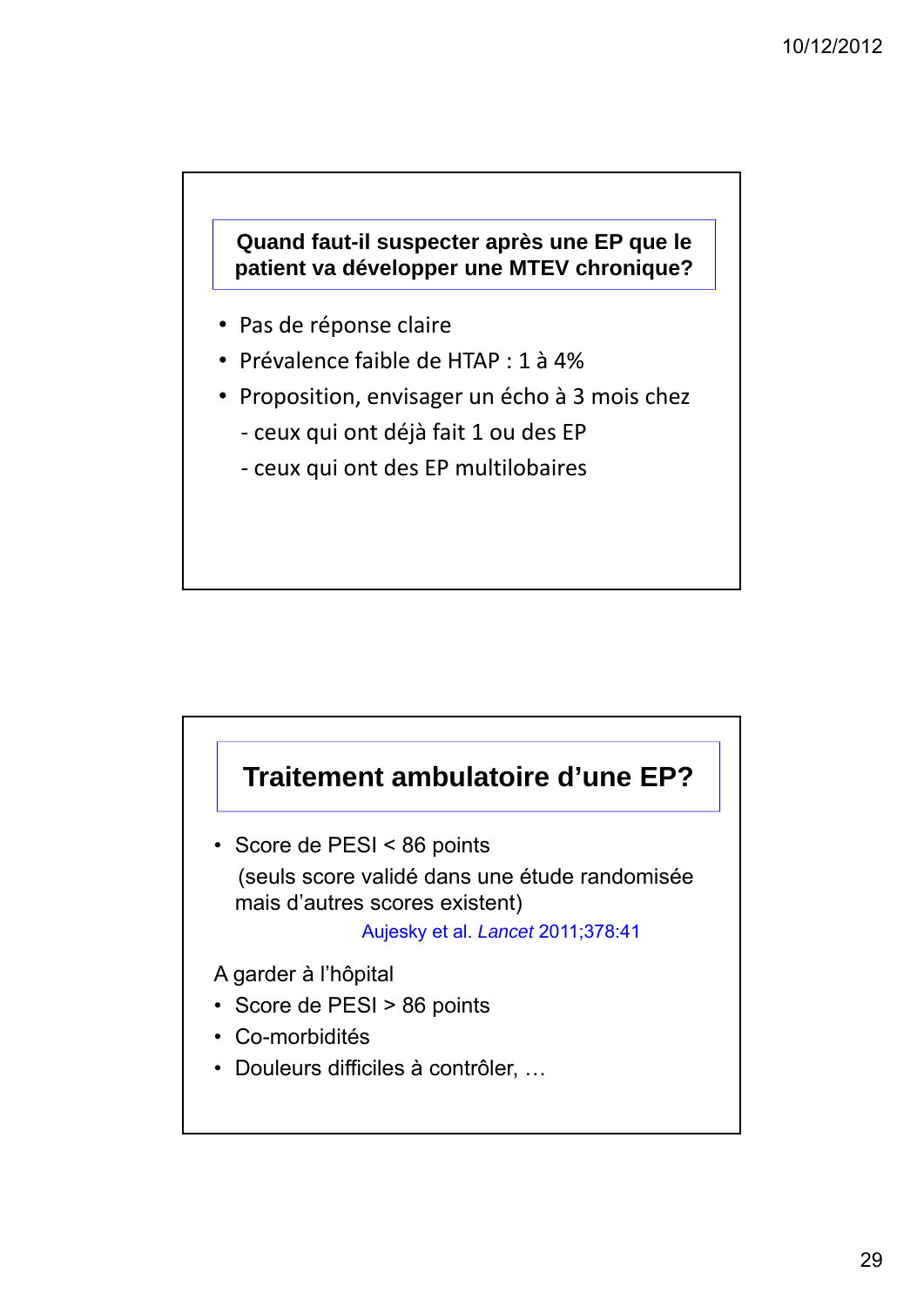## Quand faut-il suspecter après une EP que le patient va développer une MTEV chronique?

- Pas de réponse claire
- Prévalence faible de HTAP : 1 à 4%
- Proposition, envisager un écho à 3 mois chez
  - ceux qui ont déjà fait 1 ou des EP
  - ceux qui ont des EP multilobaires

## Traitement ambulatoire d'une EP?

- Score de PESI < 86 points

  (seuls score validé dans une étude randomisée mais d'autres scores existent)

  Aujesky et al. *Lancet* 2011;378:41

A garder à l'hôpital

- Score de PESI > 86 points
- Co-morbidités
- Douleurs difficiles à contrôler, …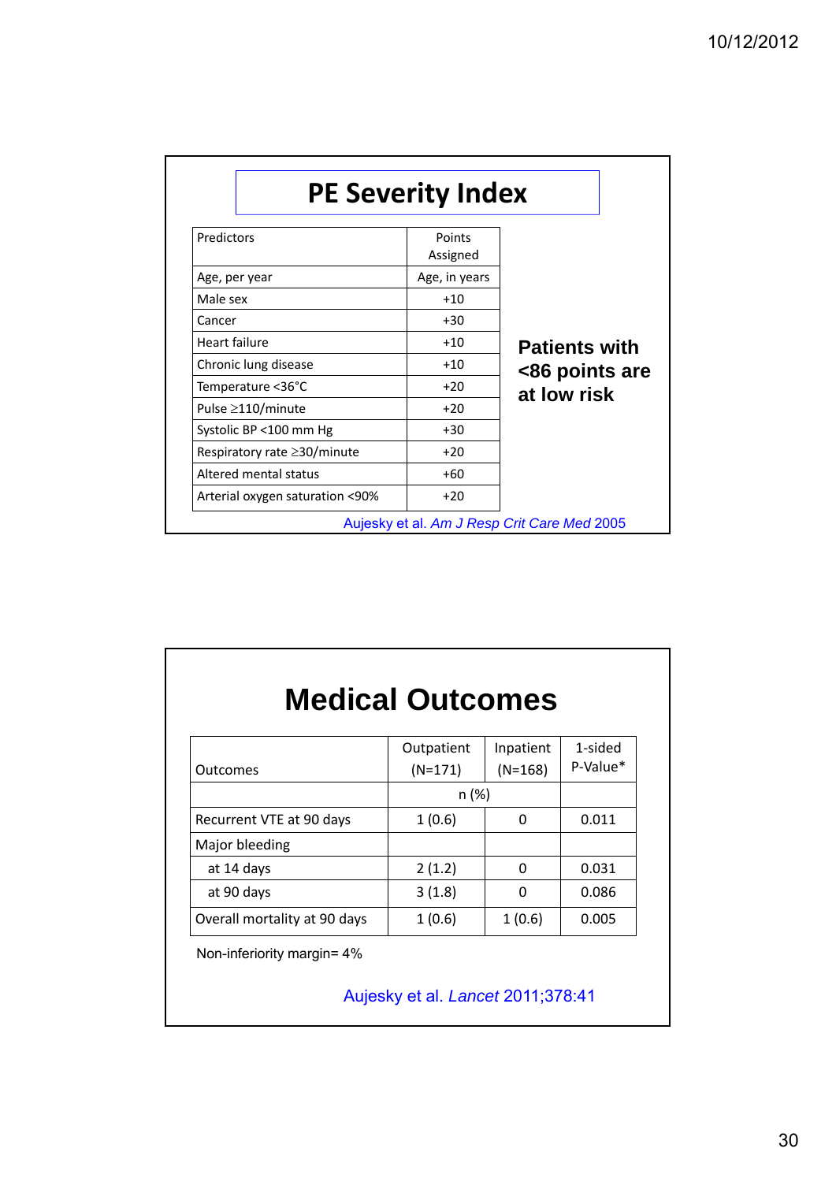## PE Severity Index

| Predictors | Points Assigned |
|---|---|
| Age, per year | Age, in years |
| Male sex | +10 |
| Cancer | +30 |
| Heart failure | +10 |
| Chronic lung disease | +10 |
| Temperature <36°C | +20 |
| Pulse ≥110/minute | +20 |
| Systolic BP <100 mm Hg | +30 |
| Respiratory rate ≥30/minute | +20 |
| Altered mental status | +60 |
| Arterial oxygen saturation <90% | +20 |

**Patients with <86 points are at low risk**

Aujesky et al. *Am J Resp Crit Care Med* 2005

## Medical Outcomes

| Outcomes | Outpatient (N=171) | Inpatient (N=168) | 1-sided P-Value* |
|---|---|---|---|
| | n (%) | | |
| Recurrent VTE at 90 days | 1 (0.6) | 0 | 0.011 |
| Major bleeding | | | |
| at 14 days | 2 (1.2) | 0 | 0.031 |
| at 90 days | 3 (1.8) | 0 | 0.086 |
| Overall mortality at 90 days | 1 (0.6) | 1 (0.6) | 0.005 |

Non-inferiority margin= 4%

Aujesky et al. *Lancet* 2011;378:41